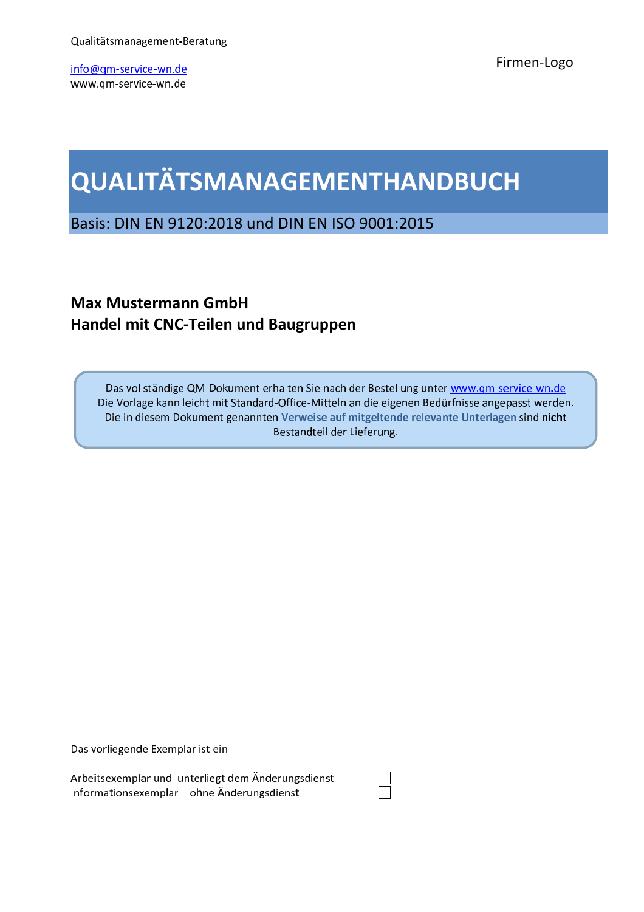Qualitätsmanagement-Beratung

info@qm-service-wn.de
www.qm-service-wn.de

Firmen-Logo

# QUALITÄTSMANAGEMENTHANDBUCH

Basis: DIN EN 9120:2018 und DIN EN ISO 9001:2015

**Max Mustermann GmbH**
**Handel mit CNC-Teilen und Baugruppen**

Das vollständige QM-Dokument erhalten Sie nach der Bestellung unter www.qm-service-wn.de
Die Vorlage kann leicht mit Standard-Office-Mitteln an die eigenen Bedürfnisse angepasst werden.
Die in diesem Dokument genannten **Verweise auf mitgeltende relevante Unterlagen** sind **nicht** Bestandteil der Lieferung.

Das vorliegende Exemplar ist ein

Arbeitsexemplar und unterliegt dem Änderungsdienst ☐
Informationsexemplar – ohne Änderungsdienst ☐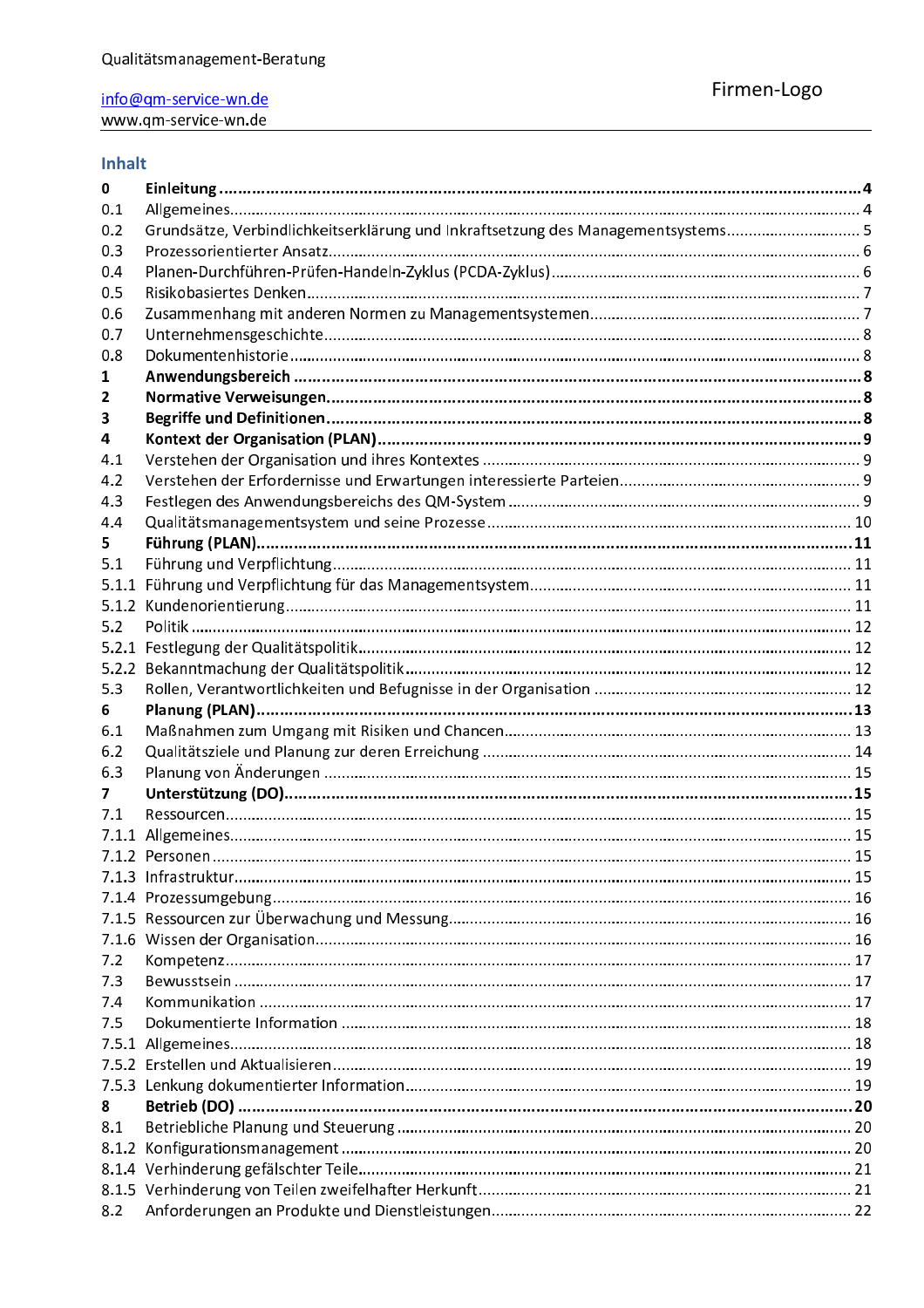## Inhalt

**0 Einleitung ... 4**
0.1 Allgemeines ... 4
0.2 Grundsätze, Verbindlichkeitserklärung und Inkraftsetzung des Managementsystems ... 5
0.3 Prozessorientierter Ansatz ... 6
0.4 Planen-Durchführen-Prüfen-Handeln-Zyklus (PCDA-Zyklus) ... 6
0.5 Risikobasiertes Denken ... 7
0.6 Zusammenhang mit anderen Normen zu Managementsystemen ... 7
0.7 Unternehmensgeschichte ... 8
0.8 Dokumentenhistorie ... 8
**1 Anwendungsbereich ... 8**
**2 Normative Verweisungen ... 8**
**3 Begriffe und Definitionen ... 8**
**4 Kontext der Organisation (PLAN) ... 9**
4.1 Verstehen der Organisation und ihres Kontextes ... 9
4.2 Verstehen der Erfordernisse und Erwartungen interessierte Parteien ... 9
4.3 Festlegen des Anwendungsbereichs des QM-System ... 9
4.4 Qualitätsmanagementsystem und seine Prozesse ... 10
**5 Führung (PLAN) ... 11**
5.1 Führung und Verpflichtung ... 11
5.1.1 Führung und Verpflichtung für das Managementsystem ... 11
5.1.2 Kundenorientierung ... 11
5.2 Politik ... 12
5.2.1 Festlegung der Qualitätspolitik ... 12
5.2.2 Bekanntmachung der Qualitätspolitik ... 12
5.3 Rollen, Verantwortlichkeiten und Befugnisse in der Organisation ... 12
**6 Planung (PLAN) ... 13**
6.1 Maßnahmen zum Umgang mit Risiken und Chancen ... 13
6.2 Qualitätsziele und Planung zur deren Erreichung ... 14
6.3 Planung von Änderungen ... 15
**7 Unterstützung (DO) ... 15**
7.1 Ressourcen ... 15
7.1.1 Allgemeines ... 15
7.1.2 Personen ... 15
7.1.3 Infrastruktur ... 15
7.1.4 Prozessumgebung ... 16
7.1.5 Ressourcen zur Überwachung und Messung ... 16
7.1.6 Wissen der Organisation ... 16
7.2 Kompetenz ... 17
7.3 Bewusstsein ... 17
7.4 Kommunikation ... 17
7.5 Dokumentierte Information ... 18
7.5.1 Allgemeines ... 18
7.5.2 Erstellen und Aktualisieren ... 19
7.5.3 Lenkung dokumentierter Information ... 19
**8 Betrieb (DO) ... 20**
8.1 Betriebliche Planung und Steuerung ... 20
8.1.2 Konfigurationsmanagement ... 20
8.1.4 Verhinderung gefälschter Teile ... 21
8.1.5 Verhinderung von Teilen zweifelhafter Herkunft ... 21
8.2 Anforderungen an Produkte und Dienstleistungen ... 22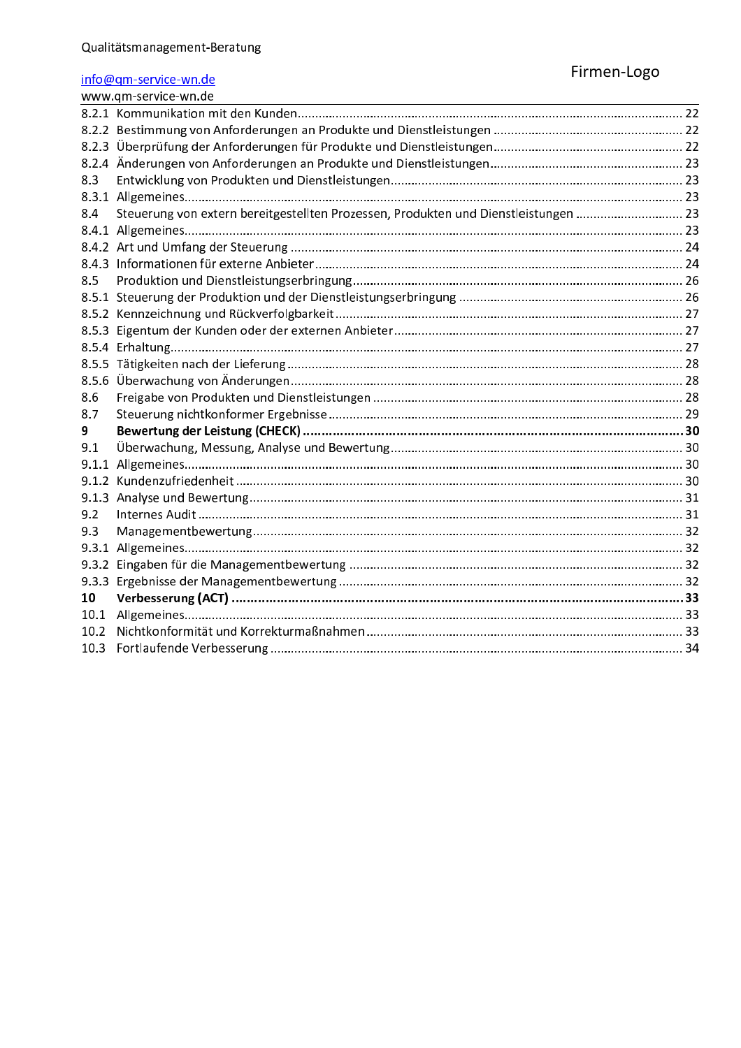8.2.1 Kommunikation mit den Kunden ........ 22
8.2.2 Bestimmung von Anforderungen an Produkte und Dienstleistungen ........ 22
8.2.3 Überprüfung der Anforderungen für Produkte und Dienstleistungen ........ 22
8.2.4 Änderungen von Anforderungen an Produkte und Dienstleistungen ........ 23
8.3 Entwicklung von Produkten und Dienstleistungen ........ 23
8.3.1 Allgemeines ........ 23
8.4 Steuerung von extern bereitgestellten Prozessen, Produkten und Dienstleistungen ........ 23
8.4.1 Allgemeines ........ 23
8.4.2 Art und Umfang der Steuerung ........ 24
8.4.3 Informationen für externe Anbieter ........ 24
8.5 Produktion und Dienstleistungserbringung ........ 26
8.5.1 Steuerung der Produktion und der Dienstleistungserbringung ........ 26
8.5.2 Kennzeichnung und Rückverfolgbarkeit ........ 27
8.5.3 Eigentum der Kunden oder der externen Anbieter ........ 27
8.5.4 Erhaltung ........ 27
8.5.5 Tätigkeiten nach der Lieferung ........ 28
8.5.6 Überwachung von Änderungen ........ 28
8.6 Freigabe von Produkten und Dienstleistungen ........ 28
8.7 Steuerung nichtkonformer Ergebnisse ........ 29
**9 Bewertung der Leistung (CHECK) ........ 30**
9.1 Überwachung, Messung, Analyse und Bewertung ........ 30
9.1.1 Allgemeines ........ 30
9.1.2 Kundenzufriedenheit ........ 30
9.1.3 Analyse und Bewertung ........ 31
9.2 Internes Audit ........ 31
9.3 Managementbewertung ........ 32
9.3.1 Allgemeines ........ 32
9.3.2 Eingaben für die Managementbewertung ........ 32
9.3.3 Ergebnisse der Managementbewertung ........ 32
**10 Verbesserung (ACT) ........ 33**
10.1 Allgemeines ........ 33
10.2 Nichtkonformität und Korrekturmaßnahmen ........ 33
10.3 Fortlaufende Verbesserung ........ 34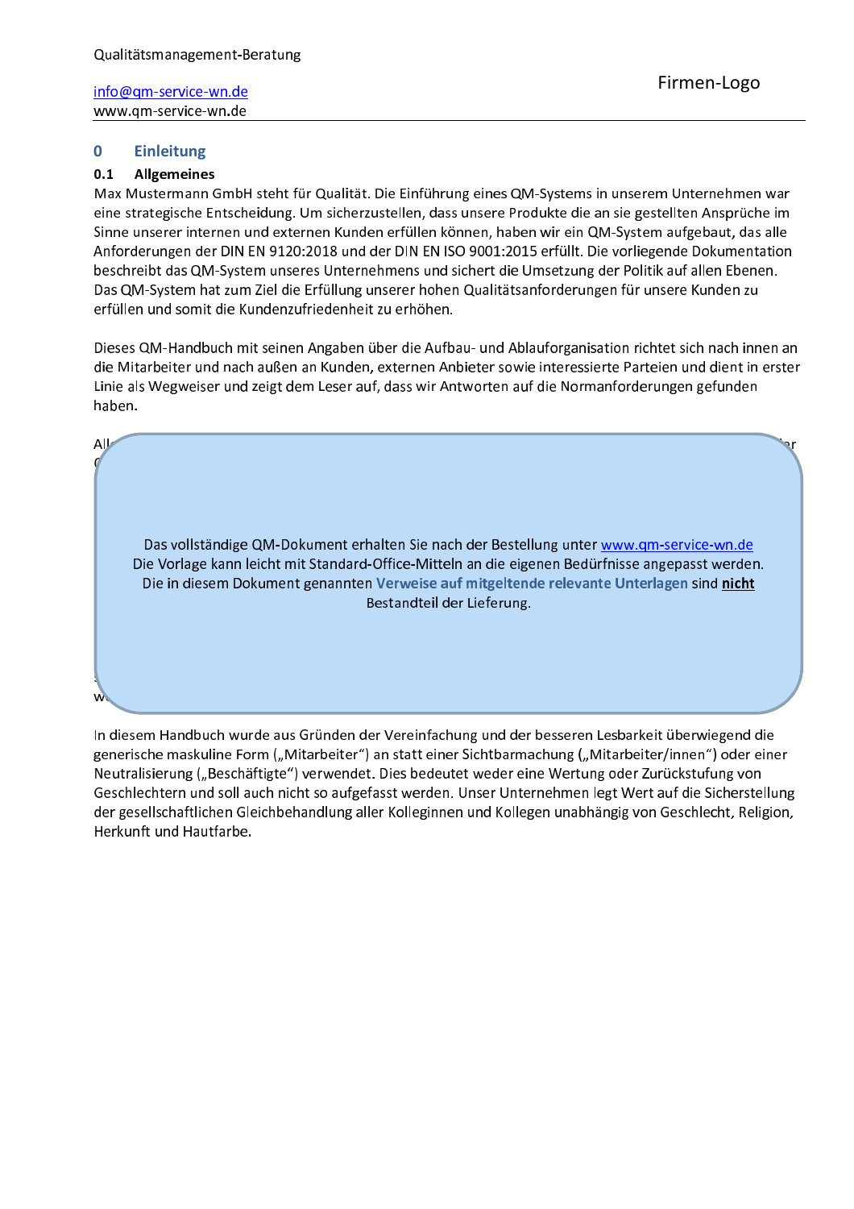# 0 Einleitung

## 0.1 Allgemeines

Max Mustermann GmbH steht für Qualität. Die Einführung eines QM-Systems in unserem Unternehmen war eine strategische Entscheidung. Um sicherzustellen, dass unsere Produkte die an sie gestellten Ansprüche im Sinne unserer internen und externen Kunden erfüllen können, haben wir ein QM-System aufgebaut, das alle Anforderungen der DIN EN 9120:2018 und der DIN EN ISO 9001:2015 erfüllt. Die vorliegende Dokumentation beschreibt das QM-System unseres Unternehmens und sichert die Umsetzung der Politik auf allen Ebenen. Das QM-System hat zum Ziel die Erfüllung unserer hohen Qualitätsanforderungen für unsere Kunden zu erfüllen und somit die Kundenzufriedenheit zu erhöhen.

Dieses QM-Handbuch mit seinen Angaben über die Aufbau- und Ablauforganisation richtet sich nach innen an die Mitarbeiter und nach außen an Kunden, externen Anbieter sowie interessierte Parteien und dient in erster Linie als Wegweiser und zeigt dem Leser auf, dass wir Antworten auf die Normanforderungen gefunden haben.

Das vollständige QM-Dokument erhalten Sie nach der Bestellung unter www.qm-service-wn.de
Die Vorlage kann leicht mit Standard-Office-Mitteln an die eigenen Bedürfnisse angepasst werden.
Die in diesem Dokument genannten **Verweise auf mitgeltende relevante Unterlagen** sind **nicht** Bestandteil der Lieferung.

In diesem Handbuch wurde aus Gründen der Vereinfachung und der besseren Lesbarkeit überwiegend die generische maskuline Form („Mitarbeiter“) an statt einer Sichtbarmachung („Mitarbeiter/innen“) oder einer Neutralisierung („Beschäftigte“) verwendet. Dies bedeutet weder eine Wertung oder Zurückstufung von Geschlechtern und soll auch nicht so aufgefasst werden. Unser Unternehmen legt Wert auf die Sicherstellung der gesellschaftlichen Gleichbehandlung aller Kolleginnen und Kollegen unabhängig von Geschlecht, Religion, Herkunft und Hautfarbe.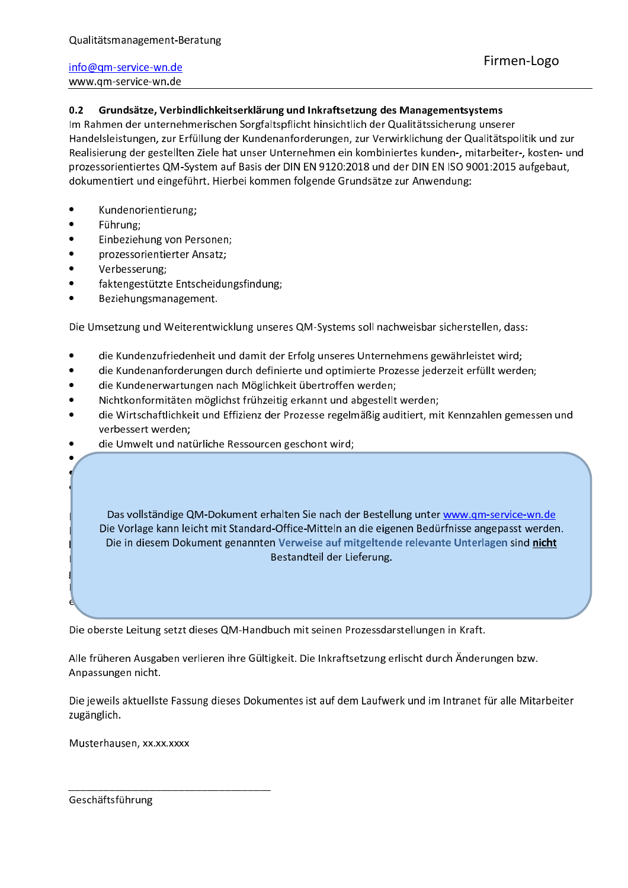## 0.2 Grundsätze, Verbindlichkeitserklärung und Inkraftsetzung des Managementsystems

Im Rahmen der unternehmerischen Sorgfaltspflicht hinsichtlich der Qualitätssicherung unserer Handelsleistungen, zur Erfüllung der Kundenanforderungen, zur Verwirklichung der Qualitätspolitik und zur Realisierung der gestellten Ziele hat unser Unternehmen ein kombiniertes kunden-, mitarbeiter-, kosten- und prozessorientiertes QM-System auf Basis der DIN EN 9120:2018 und der DIN EN ISO 9001:2015 aufgebaut, dokumentiert und eingeführt. Hierbei kommen folgende Grundsätze zur Anwendung:

- Kundenorientierung;
- Führung;
- Einbeziehung von Personen;
- prozessorientierter Ansatz;
- Verbesserung;
- faktengestützte Entscheidungsfindung;
- Beziehungsmanagement.

Die Umsetzung und Weiterentwicklung unseres QM-Systems soll nachweisbar sicherstellen, dass:

- die Kundenzufriedenheit und damit der Erfolg unseres Unternehmens gewährleistet wird;
- die Kundenanforderungen durch definierte und optimierte Prozesse jederzeit erfüllt werden;
- die Kundenerwartungen nach Möglichkeit übertroffen werden;
- Nichtkonformitäten möglichst frühzeitig erkannt und abgestellt werden;
- die Wirtschaftlichkeit und Effizienz der Prozesse regelmäßig auditiert, mit Kennzahlen gemessen und verbessert werden;
- die Umwelt und natürliche Ressourcen geschont wird;

Das vollständige QM-Dokument erhalten Sie nach der Bestellung unter www.qm-service-wn.de
Die Vorlage kann leicht mit Standard-Office-Mitteln an die eigenen Bedürfnisse angepasst werden.
Die in diesem Dokument genannten **Verweise auf mitgeltende relevante Unterlagen** sind **nicht** Bestandteil der Lieferung.

Die oberste Leitung setzt dieses QM-Handbuch mit seinen Prozessdarstellungen in Kraft.

Alle früheren Ausgaben verlieren ihre Gültigkeit. Die Inkraftsetzung erlischt durch Änderungen bzw. Anpassungen nicht.

Die jeweils aktuellste Fassung dieses Dokumentes ist auf dem Laufwerk und im Intranet für alle Mitarbeiter zugänglich.

Musterhausen, xx.xx.xxxx

\_\_\_\_\_\_\_\_\_\_\_\_\_\_\_\_\_\_\_\_\_\_\_\_\_\_\_\_\_\_\_\_\_\_\_\_

Geschäftsführung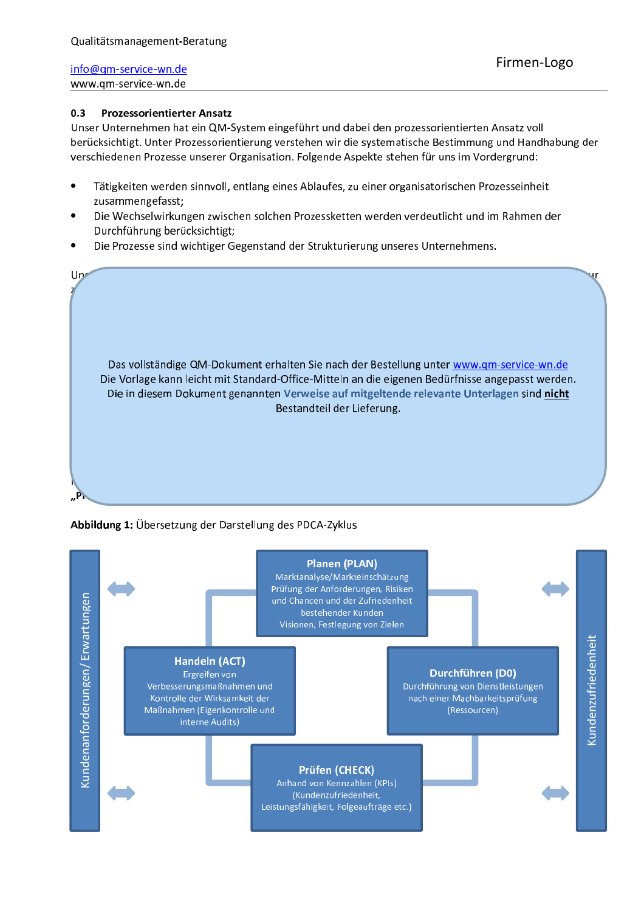## 0.3 Prozessorientierter Ansatz

Unser Unternehmen hat ein QM-System eingeführt und dabei den prozessorientierten Ansatz voll berücksichtigt. Unter Prozessorientierung verstehen wir die systematische Bestimmung und Handhabung der verschiedenen Prozesse unserer Organisation. Folgende Aspekte stehen für uns im Vordergrund:

- Tätigkeiten werden sinnvoll, entlang eines Ablaufes, zu einer organisatorischen Prozesseinheit zusammengefasst;
- Die Wechselwirkungen zwischen solchen Prozessketten werden verdeutlicht und im Rahmen der Durchführung berücksichtigt;
- Die Prozesse sind wichtiger Gegenstand der Strukturierung unseres Unternehmens.

Das vollständige QM-Dokument erhalten Sie nach der Bestellung unter www.qm-service-wn.de
Die Vorlage kann leicht mit Standard-Office-Mitteln an die eigenen Bedürfnisse angepasst werden.
Die in diesem Dokument genannten **Verweise auf mitgeltende relevante Unterlagen** sind **nicht** Bestandteil der Lieferung.

**Abbildung 1:** Übersetzung der Darstellung des PDCA-Zyklus

Kundenanforderungen/ Erwartungen

**Planen (PLAN)**
Marktanalyse/Markteinschätzung
Prüfung der Anforderungen, Risiken und Chancen und der Zufriedenheit bestehender Kunden
Visionen, Festlegung von Zielen

**Durchführen (D0)**
Durchführung von Dienstleistungen nach einer Machbarkeitsprüfung (Ressourcen)

**Prüfen (CHECK)**
Anhand von Kennzahlen (KPIs) (Kundenzufriedenheit, Leistungsfähigkeit, Folgeaufträge etc.)

**Handeln (ACT)**
Ergreifen von Verbesserungsmaßnahmen und Kontrolle der Wirksamkeit der Maßnahmen (Eigenkontrolle und interne Audits)

Kundenzufriedenheit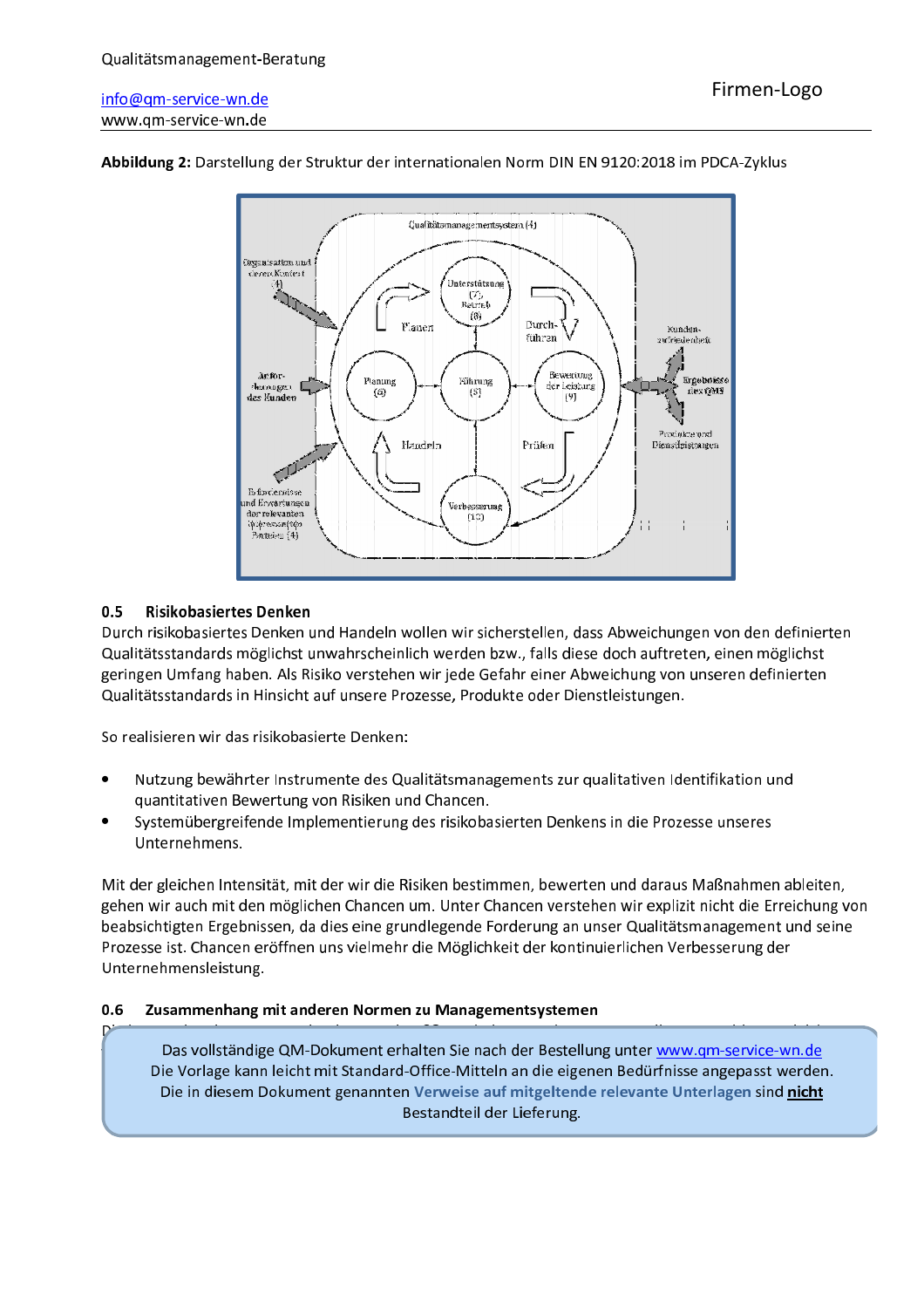**Abbildung 2:** Darstellung der Struktur der internationalen Norm DIN EN 9120:2018 im PDCA-Zyklus

### 0.5 Risikobasiertes Denken

Durch risikobasiertes Denken und Handeln wollen wir sicherstellen, dass Abweichungen von den definierten Qualitätsstandards möglichst unwahrscheinlich werden bzw., falls diese doch auftreten, einen möglichst geringen Umfang haben. Als Risiko verstehen wir jede Gefahr einer Abweichung von unseren definierten Qualitätsstandards in Hinsicht auf unsere Prozesse, Produkte oder Dienstleistungen.

So realisieren wir das risikobasierte Denken:

- Nutzung bewährter Instrumente des Qualitätsmanagements zur qualitativen Identifikation und quantitativen Bewertung von Risiken und Chancen.
- Systemübergreifende Implementierung des risikobasierten Denkens in die Prozesse unseres Unternehmens.

Mit der gleichen Intensität, mit der wir die Risiken bestimmen, bewerten und daraus Maßnahmen ableiten, gehen wir auch mit den möglichen Chancen um. Unter Chancen verstehen wir explizit nicht die Erreichung von beabsichtigten Ergebnissen, da dies eine grundlegende Forderung an unser Qualitätsmanagement und seine Prozesse ist. Chancen eröffnen uns vielmehr die Möglichkeit der kontinuierlichen Verbesserung der Unternehmensleistung.

### 0.6 Zusammenhang mit anderen Normen zu Managementsystemen

Das vollständige QM-Dokument erhalten Sie nach der Bestellung unter www.qm-service-wn.de
Die Vorlage kann leicht mit Standard-Office-Mitteln an die eigenen Bedürfnisse angepasst werden.
Die in diesem Dokument genannten **Verweise auf mitgeltende relevante Unterlagen** sind **nicht** Bestandteil der Lieferung.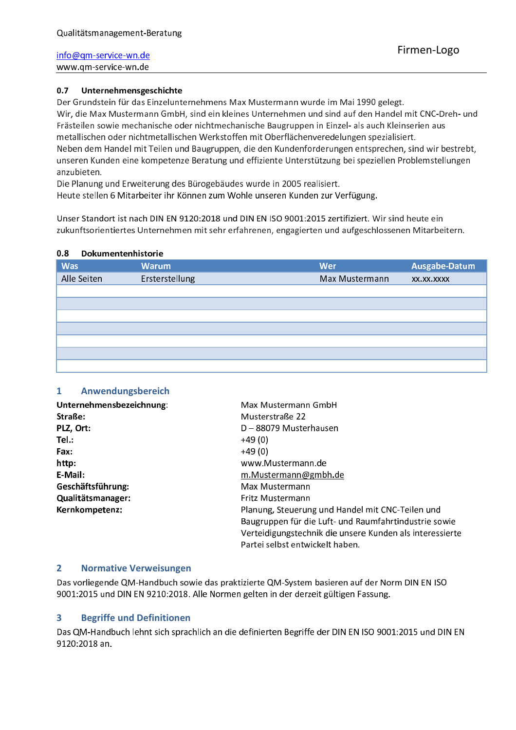### 0.7 Unternehmensgeschichte

Der Grundstein für das Einzelunternehmens Max Mustermann wurde im Mai 1990 gelegt.
Wir, die Max Mustermann GmbH, sind ein kleines Unternehmen und sind auf den Handel mit CNC-Dreh- und Frästeilen sowie mechanische oder nichtmechanische Baugruppen in Einzel- als auch Kleinserien aus metallischen oder nichtmetallischen Werkstoffen mit Oberflächenveredelungen spezialisiert.
Neben dem Handel mit Teilen und Baugruppen, die den Kundenforderungen entsprechen, sind wir bestrebt, unseren Kunden eine kompetenze Beratung und effiziente Unterstützung bei speziellen Problemstellungen anzubieten.
Die Planung und Erweiterung des Bürogebäudes wurde in 2005 realisiert.
Heute stellen 6 Mitarbeiter ihr Können zum Wohle unseren Kunden zur Verfügung.

Unser Standort ist nach DIN EN 9120:2018 und DIN EN ISO 9001:2015 zertifiziert. Wir sind heute ein zukunftsorientiertes Unternehmen mit sehr erfahrenen, engagierten und aufgeschlossenen Mitarbeitern.

### 0.8 Dokumentenhistorie

| Was | Warum | Wer | Ausgabe-Datum |
|---|---|---|---|
| Alle Seiten | Ersterstellung | Max Mustermann | xx.xx.xxxx |
| | | | |
| | | | |
| | | | |
| | | | |
| | | | |
| | | | |
| | | | |

## 1 Anwendungsbereich

**Unternehmensbezeichnung**: Max Mustermann GmbH
**Straße:** Musterstraße 22
**PLZ, Ort:** D – 88079 Musterhausen
**Tel.:** +49 (0)
**Fax:** +49 (0)
**http:** www.Mustermann.de
**E-Mail:** m.Mustermann@gmbh.de
**Geschäftsführung:** Max Mustermann
**Qualitätsmanager:** Fritz Mustermann
**Kernkompetenz:** Planung, Steuerung und Handel mit CNC-Teilen und Baugruppen für die Luft- und Raumfahrtindustrie sowie Verteidigungstechnik die unsere Kunden als interessierte Partei selbst entwickelt haben.

## 2 Normative Verweisungen

Das vorliegende QM-Handbuch sowie das praktizierte QM-System basieren auf der Norm DIN EN ISO 9001:2015 und DIN EN 9210:2018. Alle Normen gelten in der derzeit gültigen Fassung.

## 3 Begriffe und Definitionen

Das QM-Handbuch lehnt sich sprachlich an die definierten Begriffe der DIN EN ISO 9001:2015 und DIN EN 9120:2018 an.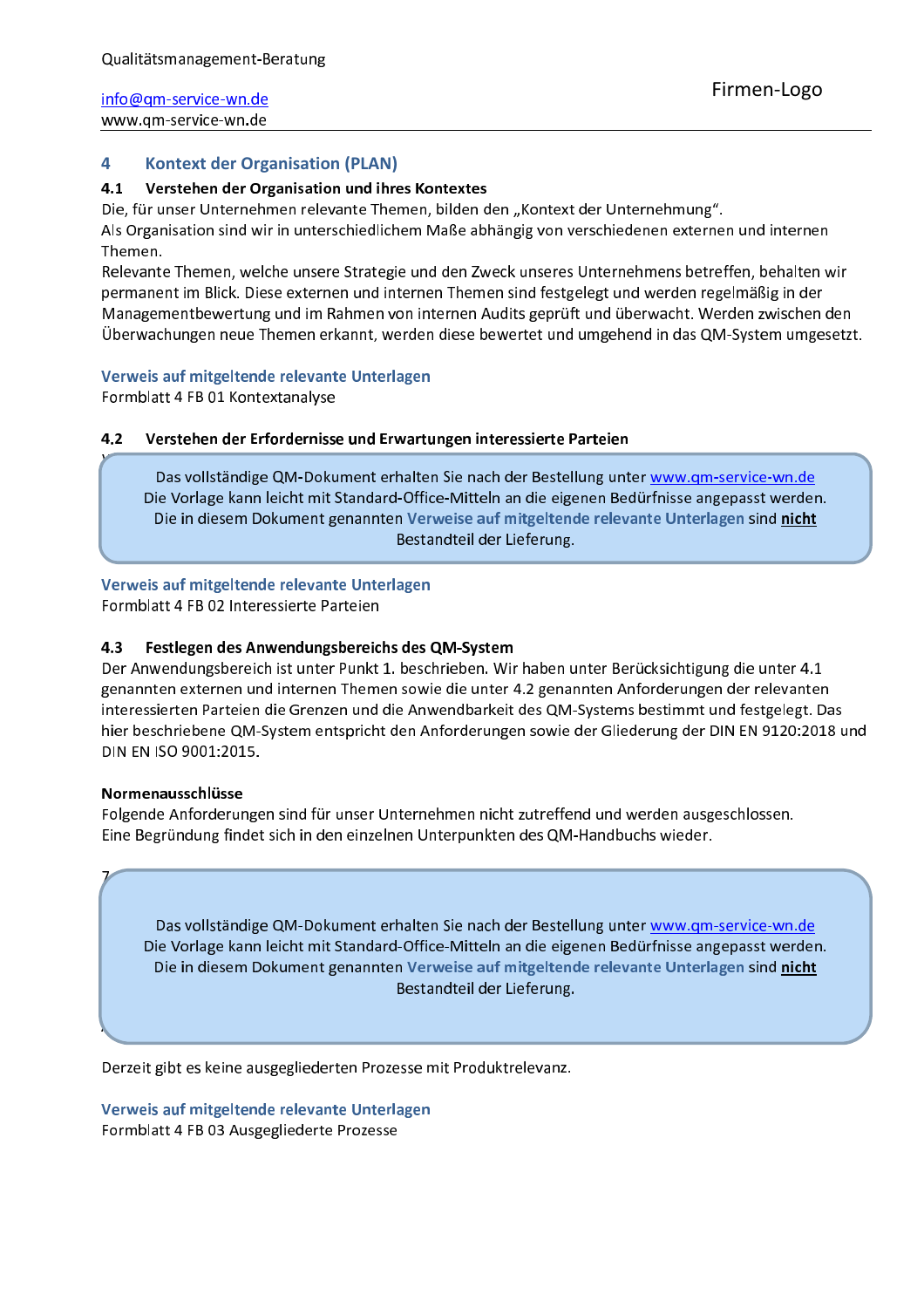# 4 Kontext der Organisation (PLAN)

## 4.1 Verstehen der Organisation und ihres Kontextes

Die, für unser Unternehmen relevante Themen, bilden den „Kontext der Unternehmung".
Als Organisation sind wir in unterschiedlichem Maße abhängig von verschiedenen externen und internen Themen.
Relevante Themen, welche unsere Strategie und den Zweck unseres Unternehmens betreffen, behalten wir permanent im Blick. Diese externen und internen Themen sind festgelegt und werden regelmäßig in der Managementbewertung und im Rahmen von internen Audits geprüft und überwacht. Werden zwischen den Überwachungen neue Themen erkannt, werden diese bewertet und umgehend in das QM-System umgesetzt.

**Verweis auf mitgeltende relevante Unterlagen**
Formblatt 4 FB 01 Kontextanalyse

## 4.2 Verstehen der Erfordernisse und Erwartungen interessierte Parteien

Das vollständige QM-Dokument erhalten Sie nach der Bestellung unter www.qm-service-wn.de
Die Vorlage kann leicht mit Standard-Office-Mitteln an die eigenen Bedürfnisse angepasst werden.
Die in diesem Dokument genannten **Verweise auf mitgeltende relevante Unterlagen** sind **nicht** Bestandteil der Lieferung.

**Verweis auf mitgeltende relevante Unterlagen**
Formblatt 4 FB 02 Interessierte Parteien

## 4.3 Festlegen des Anwendungsbereichs des QM-System

Der Anwendungsbereich ist unter Punkt 1. beschrieben. Wir haben unter Berücksichtigung die unter 4.1 genannten externen und internen Themen sowie die unter 4.2 genannten Anforderungen der relevanten interessierten Parteien die Grenzen und die Anwendbarkeit des QM-Systems bestimmt und festgelegt. Das hier beschriebene QM-System entspricht den Anforderungen sowie der Gliederung der DIN EN 9120:2018 und DIN EN ISO 9001:2015.

**Normenausschlüsse**
Folgende Anforderungen sind für unser Unternehmen nicht zutreffend und werden ausgeschlossen.
Eine Begründung findet sich in den einzelnen Unterpunkten des QM-Handbuchs wieder.

Das vollständige QM-Dokument erhalten Sie nach der Bestellung unter www.qm-service-wn.de
Die Vorlage kann leicht mit Standard-Office-Mitteln an die eigenen Bedürfnisse angepasst werden.
Die in diesem Dokument genannten **Verweise auf mitgeltende relevante Unterlagen** sind **nicht** Bestandteil der Lieferung.

Derzeit gibt es keine ausgegliederten Prozesse mit Produktrelevanz.

**Verweis auf mitgeltende relevante Unterlagen**
Formblatt 4 FB 03 Ausgegliederte Prozesse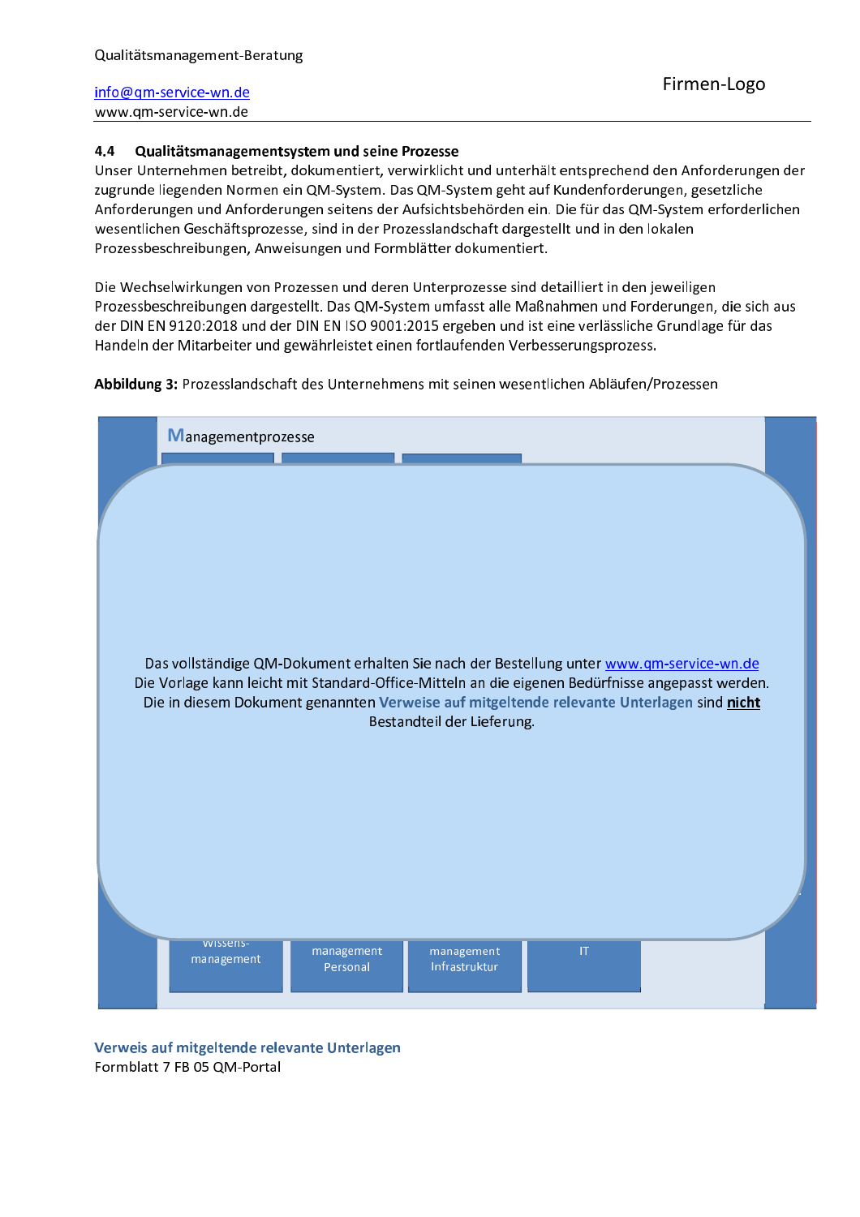### 4.4 Qualitätsmanagementsystem und seine Prozesse

Unser Unternehmen betreibt, dokumentiert, verwirklicht und unterhält entsprechend den Anforderungen der zugrunde liegenden Normen ein QM-System. Das QM-System geht auf Kundenforderungen, gesetzliche Anforderungen und Anforderungen seitens der Aufsichtsbehörden ein. Die für das QM-System erforderlichen wesentlichen Geschäftsprozesse, sind in der Prozesslandschaft dargestellt und in den lokalen Prozessbeschreibungen, Anweisungen und Formblätter dokumentiert.

Die Wechselwirkungen von Prozessen und deren Unterprozesse sind detailliert in den jeweiligen Prozessbeschreibungen dargestellt. Das QM-System umfasst alle Maßnahmen und Forderungen, die sich aus der DIN EN 9120:2018 und der DIN EN ISO 9001:2015 ergeben und ist eine verlässliche Grundlage für das Handeln der Mitarbeiter und gewährleistet einen fortlaufenden Verbesserungsprozess.

**Abbildung 3:** Prozesslandschaft des Unternehmens mit seinen wesentlichen Abläufen/Prozessen

Managementprozesse

Das vollständige QM-Dokument erhalten Sie nach der Bestellung unter www.qm-service-wn.de
Die Vorlage kann leicht mit Standard-Office-Mitteln an die eigenen Bedürfnisse angepasst werden.
Die in diesem Dokument genannten **Verweise auf mitgeltende relevante Unterlagen** sind **nicht** Bestandteil der Lieferung.

Wissens-management | management Personal | management Infrastruktur | IT

**Verweis auf mitgeltende relevante Unterlagen**
Formblatt 7 FB 05 QM-Portal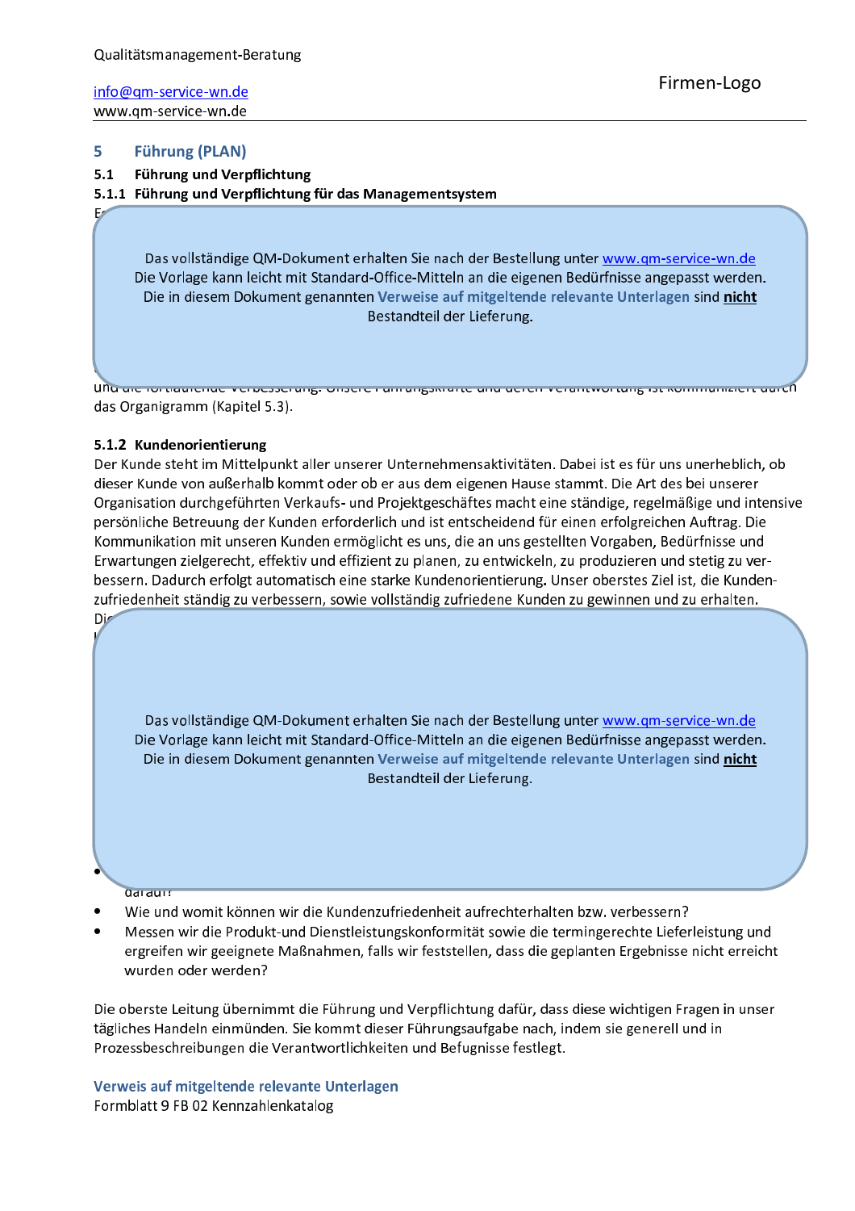## 5 Führung (PLAN)

### 5.1 Führung und Verpflichtung

#### 5.1.1 Führung und Verpflichtung für das Managementsystem

E

Das vollständige QM-Dokument erhalten Sie nach der Bestellung unter www.qm-service-wn.de
Die Vorlage kann leicht mit Standard-Office-Mitteln an die eigenen Bedürfnisse angepasst werden.
Die in diesem Dokument genannten **Verweise auf mitgeltende relevante Unterlagen** sind **nicht** Bestandteil der Lieferung.

und die fortlaufende Verbesserung. Unsere Führungskräfte und deren Verantwortung ist kommuniziert durch das Organigramm (Kapitel 5.3).

#### 5.1.2 Kundenorientierung

Der Kunde steht im Mittelpunkt aller unserer Unternehmensaktivitäten. Dabei ist es für uns unerheblich, ob dieser Kunde von außerhalb kommt oder ob er aus dem eigenen Hause stammt. Die Art des bei unserer Organisation durchgeführten Verkaufs- und Projektgeschäftes macht eine ständige, regelmäßige und intensive persönliche Betreuung der Kunden erforderlich und ist entscheidend für einen erfolgreichen Auftrag. Die Kommunikation mit unseren Kunden ermöglicht es uns, die an uns gestellten Vorgaben, Bedürfnisse und Erwartungen zielgerecht, effektiv und effizient zu planen, zu entwickeln, zu produzieren und stetig zu verbessern. Dadurch erfolgt automatisch eine starke Kundenorientierung**.** Unser oberstes Ziel ist, die Kundenzufriedenheit ständig zu verbessern, sowie vollständig zufriedene Kunden zu gewinnen und zu erhalten.

Di

Das vollständige QM-Dokument erhalten Sie nach der Bestellung unter www.qm-service-wn.de
Die Vorlage kann leicht mit Standard-Office-Mitteln an die eigenen Bedürfnisse angepasst werden.
Die in diesem Dokument genannten **Verweise auf mitgeltende relevante Unterlagen** sind **nicht** Bestandteil der Lieferung.

- darauf?
- Wie und womit können wir die Kundenzufriedenheit aufrechterhalten bzw. verbessern?
- Messen wir die Produkt-und Dienstleistungskonformität sowie die termingerechte Lieferleistung und ergreifen wir geeignete Maßnahmen, falls wir feststellen, dass die geplanten Ergebnisse nicht erreicht wurden oder werden?

Die oberste Leitung übernimmt die Führung und Verpflichtung dafür, dass diese wichtigen Fragen in unser tägliches Handeln einmünden. Sie kommt dieser Führungsaufgabe nach, indem sie generell und in Prozessbeschreibungen die Verantwortlichkeiten und Befugnisse festlegt.

**Verweis auf mitgeltende relevante Unterlagen**
Formblatt 9 FB 02 Kennzahlenkatalog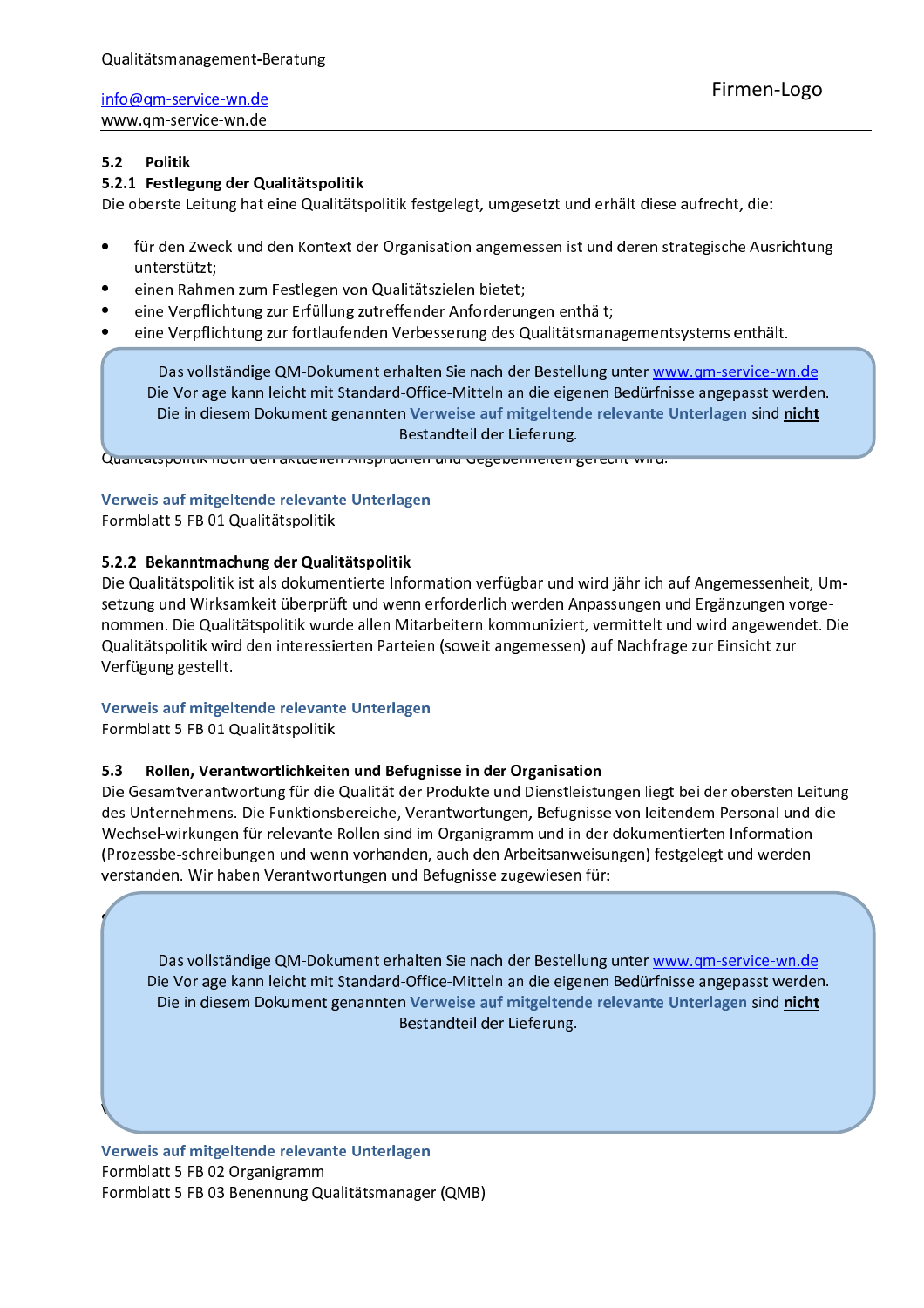## 5.2 Politik

### 5.2.1 Festlegung der Qualitätspolitik

Die oberste Leitung hat eine Qualitätspolitik festgelegt, umgesetzt und erhält diese aufrecht, die:

- für den Zweck und den Kontext der Organisation angemessen ist und deren strategische Ausrichtung unterstützt;
- einen Rahmen zum Festlegen von Qualitätszielen bietet;
- eine Verpflichtung zur Erfüllung zutreffender Anforderungen enthält;
- eine Verpflichtung zur fortlaufenden Verbesserung des Qualitätsmanagementsystems enthält.

Das vollständige QM-Dokument erhalten Sie nach der Bestellung unter www.qm-service-wn.de
Die Vorlage kann leicht mit Standard-Office-Mitteln an die eigenen Bedürfnisse angepasst werden.
Die in diesem Dokument genannten **Verweise auf mitgeltende relevante Unterlagen** sind **nicht** Bestandteil der Lieferung.

Qualitätspolitik noch den aktuellen Ansprüchen und Gegebenheiten gerecht wird.

**Verweis auf mitgeltende relevante Unterlagen**
Formblatt 5 FB 01 Qualitätspolitik

### 5.2.2 Bekanntmachung der Qualitätspolitik

Die Qualitätspolitik ist als dokumentierte Information verfügbar und wird jährlich auf Angemessenheit, Umsetzung und Wirksamkeit überprüft und wenn erforderlich werden Anpassungen und Ergänzungen vorgenommen. Die Qualitätspolitik wurde allen Mitarbeitern kommuniziert, vermittelt und wird angewendet. Die Qualitätspolitik wird den interessierten Parteien (soweit angemessen) auf Nachfrage zur Einsicht zur Verfügung gestellt.

**Verweis auf mitgeltende relevante Unterlagen**
Formblatt 5 FB 01 Qualitätspolitik

## 5.3 Rollen, Verantwortlichkeiten und Befugnisse in der Organisation

Die Gesamtverantwortung für die Qualität der Produkte und Dienstleistungen liegt bei der obersten Leitung des Unternehmens. Die Funktionsbereiche, Verantwortungen, Befugnisse von leitendem Personal und die Wechsel-wirkungen für relevante Rollen sind im Organigramm und in der dokumentierten Information (Prozessbe-schreibungen und wenn vorhanden, auch den Arbeitsanweisungen) festgelegt und werden verstanden. Wir haben Verantwortungen und Befugnisse zugewiesen für:

Das vollständige QM-Dokument erhalten Sie nach der Bestellung unter www.qm-service-wn.de
Die Vorlage kann leicht mit Standard-Office-Mitteln an die eigenen Bedürfnisse angepasst werden.
Die in diesem Dokument genannten **Verweise auf mitgeltende relevante Unterlagen** sind **nicht** Bestandteil der Lieferung.

**Verweis auf mitgeltende relevante Unterlagen**
Formblatt 5 FB 02 Organigramm
Formblatt 5 FB 03 Benennung Qualitätsmanager (QMB)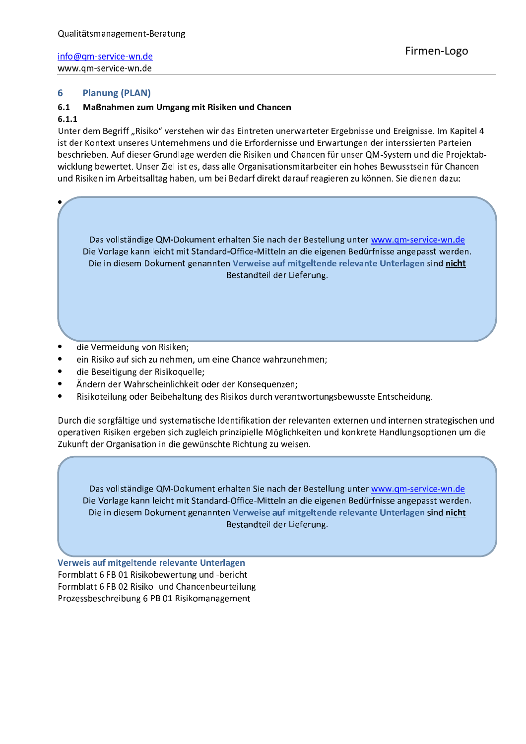# 6 Planung (PLAN)

## 6.1 Maßnahmen zum Umgang mit Risiken und Chancen

### 6.1.1

Unter dem Begriff „Risiko" verstehen wir das Eintreten unerwarteter Ergebnisse und Ereignisse. Im Kapitel 4 ist der Kontext unseres Unternehmens und die Erfordernisse und Erwartungen der interssierten Parteien beschrieben. Auf dieser Grundlage werden die Risiken und Chancen für unser QM-System und die Projektabwicklung bewertet. Unser Ziel ist es, dass alle Organisationsmitarbeiter ein hohes Bewusstsein für Chancen und Risiken im Arbeitsalltag haben, um bei Bedarf direkt darauf reagieren zu können. Sie dienen dazu:

Das vollständige QM-Dokument erhalten Sie nach der Bestellung unter www.qm-service-wn.de
Die Vorlage kann leicht mit Standard-Office-Mitteln an die eigenen Bedürfnisse angepasst werden.
Die in diesem Dokument genannten **Verweise auf mitgeltende relevante Unterlagen** sind **nicht** Bestandteil der Lieferung.

- die Vermeidung von Risiken;
- ein Risiko auf sich zu nehmen, um eine Chance wahrzunehmen;
- die Beseitigung der Risikoquelle;
- Ändern der Wahrscheinlichkeit oder der Konsequenzen;
- Risikoteilung oder Beibehaltung des Risikos durch verantwortungsbewusste Entscheidung.

Durch die sorgfältige und systematische Identifikation der relevanten externen und internen strategischen und operativen Risiken ergeben sich zugleich prinzipielle Möglichkeiten und konkrete Handlungsoptionen um die Zukunft der Organisation in die gewünschte Richtung zu weisen.

Das vollständige QM-Dokument erhalten Sie nach der Bestellung unter www.qm-service-wn.de
Die Vorlage kann leicht mit Standard-Office-Mitteln an die eigenen Bedürfnisse angepasst werden.
Die in diesem Dokument genannten **Verweise auf mitgeltende relevante Unterlagen** sind **nicht** Bestandteil der Lieferung.

**Verweis auf mitgeltende relevante Unterlagen**
Formblatt 6 FB 01 Risikobewertung und -bericht
Formblatt 6 FB 02 Risiko- und Chancenbeurteilung
Prozessbeschreibung 6 PB 01 Risikomanagement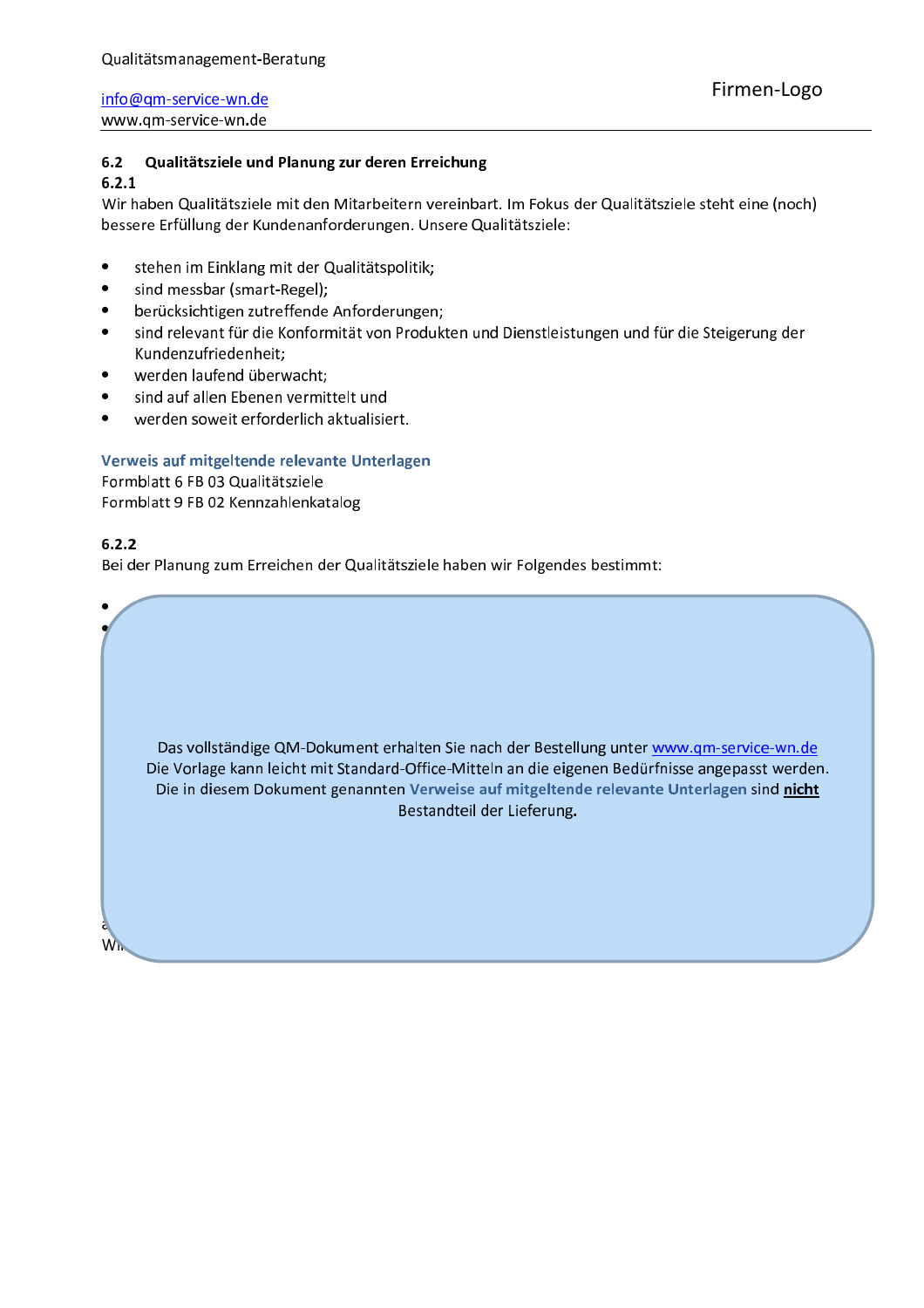### 6.2 Qualitätsziele und Planung zur deren Erreichung

#### 6.2.1

Wir haben Qualitätsziele mit den Mitarbeitern vereinbart. Im Fokus der Qualitätsziele steht eine (noch) bessere Erfüllung der Kundenanforderungen. Unsere Qualitätsziele:

- stehen im Einklang mit der Qualitätspolitik;
- sind messbar (smart-Regel);
- berücksichtigen zutreffende Anforderungen;
- sind relevant für die Konformität von Produkten und Dienstleistungen und für die Steigerung der Kundenzufriedenheit;
- werden laufend überwacht;
- sind auf allen Ebenen vermittelt und
- werden soweit erforderlich aktualisiert.

**Verweis auf mitgeltende relevante Unterlagen**

Formblatt 6 FB 03 Qualitätsziele

Formblatt 9 FB 02 Kennzahlenkatalog

#### 6.2.2

Bei der Planung zum Erreichen der Qualitätsziele haben wir Folgendes bestimmt:

Das vollständige QM-Dokument erhalten Sie nach der Bestellung unter www.qm-service-wn.de

Die Vorlage kann leicht mit Standard-Office-Mitteln an die eigenen Bedürfnisse angepasst werden.

Die in diesem Dokument genannten **Verweise auf mitgeltende relevante Unterlagen** sind **nicht** Bestandteil der Lieferung.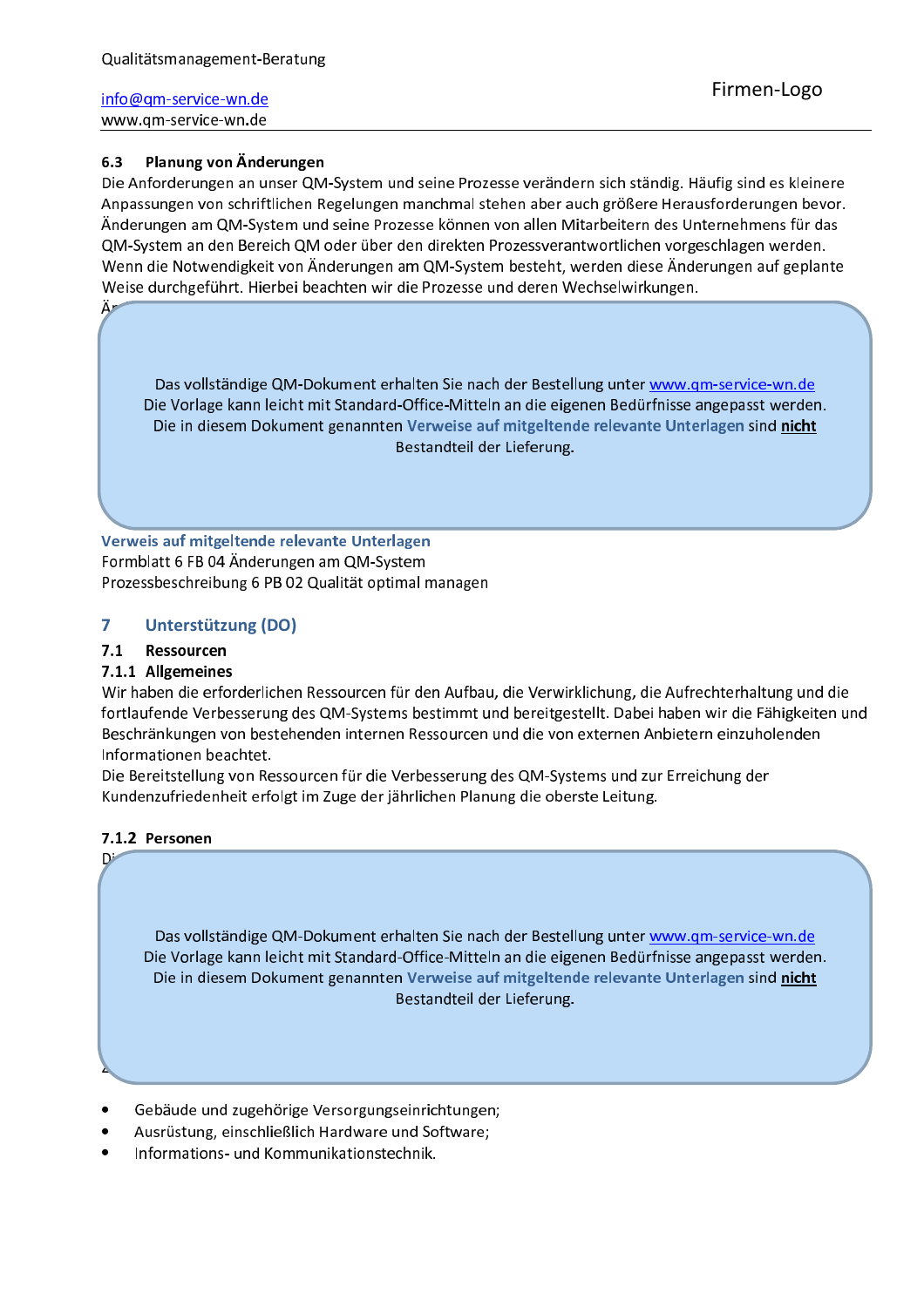### 6.3 Planung von Änderungen

Die Anforderungen an unser QM-System und seine Prozesse verändern sich ständig. Häufig sind es kleinere Anpassungen von schriftlichen Regelungen manchmal stehen aber auch größere Herausforderungen bevor. Änderungen am QM-System und seine Prozesse können von allen Mitarbeitern des Unternehmens für das QM-System an den Bereich QM oder über den direkten Prozessverantwortlichen vorgeschlagen werden. Wenn die Notwendigkeit von Änderungen am QM-System besteht, werden diese Änderungen auf geplante Weise durchgeführt. Hierbei beachten wir die Prozesse und deren Wechselwirkungen.

Ä

Das vollständige QM-Dokument erhalten Sie nach der Bestellung unter www.qm-service-wn.de
Die Vorlage kann leicht mit Standard-Office-Mitteln an die eigenen Bedürfnisse angepasst werden.
Die in diesem Dokument genannten **Verweise auf mitgeltende relevante Unterlagen** sind **nicht** Bestandteil der Lieferung.

**Verweis auf mitgeltende relevante Unterlagen**
Formblatt 6 FB 04 Änderungen am QM-System
Prozessbeschreibung 6 PB 02 Qualität optimal managen

## 7 Unterstützung (DO)

### 7.1 Ressourcen

#### 7.1.1 Allgemeines

Wir haben die erforderlichen Ressourcen für den Aufbau, die Verwirklichung, die Aufrechterhaltung und die fortlaufende Verbesserung des QM-Systems bestimmt und bereitgestellt. Dabei haben wir die Fähigkeiten und Beschränkungen von bestehenden internen Ressourcen und die von externen Anbietern einzuholenden Informationen beachtet.
Die Bereitstellung von Ressourcen für die Verbesserung des QM-Systems und zur Erreichung der Kundenzufriedenheit erfolgt im Zuge der jährlichen Planung die oberste Leitung.

#### 7.1.2 Personen

Di

Das vollständige QM-Dokument erhalten Sie nach der Bestellung unter www.qm-service-wn.de
Die Vorlage kann leicht mit Standard-Office-Mitteln an die eigenen Bedürfnisse angepasst werden.
Die in diesem Dokument genannten **Verweise auf mitgeltende relevante Unterlagen** sind **nicht** Bestandteil der Lieferung.

- Gebäude und zugehörige Versorgungseinrichtungen;
- Ausrüstung, einschließlich Hardware und Software;
- Informations- und Kommunikationstechnik.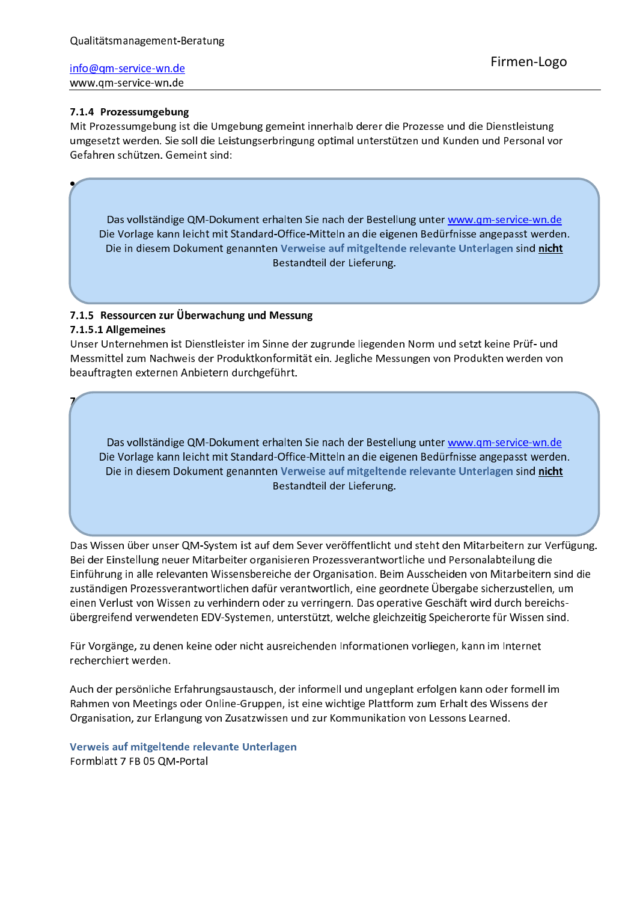### 7.1.4 Prozessumgebung

Mit Prozessumgebung ist die Umgebung gemeint innerhalb derer die Prozesse und die Dienstleistung umgesetzt werden. Sie soll die Leistungserbringung optimal unterstützen und Kunden und Personal vor Gefahren schützen. Gemeint sind:

•

Das vollständige QM-Dokument erhalten Sie nach der Bestellung unter www.qm-service-wn.de
Die Vorlage kann leicht mit Standard-Office-Mitteln an die eigenen Bedürfnisse angepasst werden.
Die in diesem Dokument genannten **Verweise auf mitgeltende relevante Unterlagen** sind **nicht** Bestandteil der Lieferung.

### 7.1.5 Ressourcen zur Überwachung und Messung

#### 7.1.5.1 Allgemeines

Unser Unternehmen ist Dienstleister im Sinne der zugrunde liegenden Norm und setzt keine Prüf- und Messmittel zum Nachweis der Produktkonformität ein. Jegliche Messungen von Produkten werden von beauftragten externen Anbietern durchgeführt.

7

Das vollständige QM-Dokument erhalten Sie nach der Bestellung unter www.qm-service-wn.de
Die Vorlage kann leicht mit Standard-Office-Mitteln an die eigenen Bedürfnisse angepasst werden.
Die in diesem Dokument genannten **Verweise auf mitgeltende relevante Unterlagen** sind **nicht** Bestandteil der Lieferung.

Das Wissen über unser QM-System ist auf dem Sever veröffentlicht und steht den Mitarbeitern zur Verfügung. Bei der Einstellung neuer Mitarbeiter organisieren Prozessverantwortliche und Personalabteilung die Einführung in alle relevanten Wissensbereiche der Organisation. Beim Ausscheiden von Mitarbeitern sind die zuständigen Prozessverantwortlichen dafür verantwortlich, eine geordnete Übergabe sicherzustellen, um einen Verlust von Wissen zu verhindern oder zu verringern. Das operative Geschäft wird durch bereichs-übergreifend verwendeten EDV-Systemen, unterstützt, welche gleichzeitig Speicherorte für Wissen sind.

Für Vorgänge, zu denen keine oder nicht ausreichenden Informationen vorliegen, kann im Internet recherchiert werden.

Auch der persönliche Erfahrungsaustausch, der informell und ungeplant erfolgen kann oder formell im Rahmen von Meetings oder Online-Gruppen, ist eine wichtige Plattform zum Erhalt des Wissens der Organisation, zur Erlangung von Zusatzwissen und zur Kommunikation von Lessons Learned.

**Verweis auf mitgeltende relevante Unterlagen**
Formblatt 7 FB 05 QM-Portal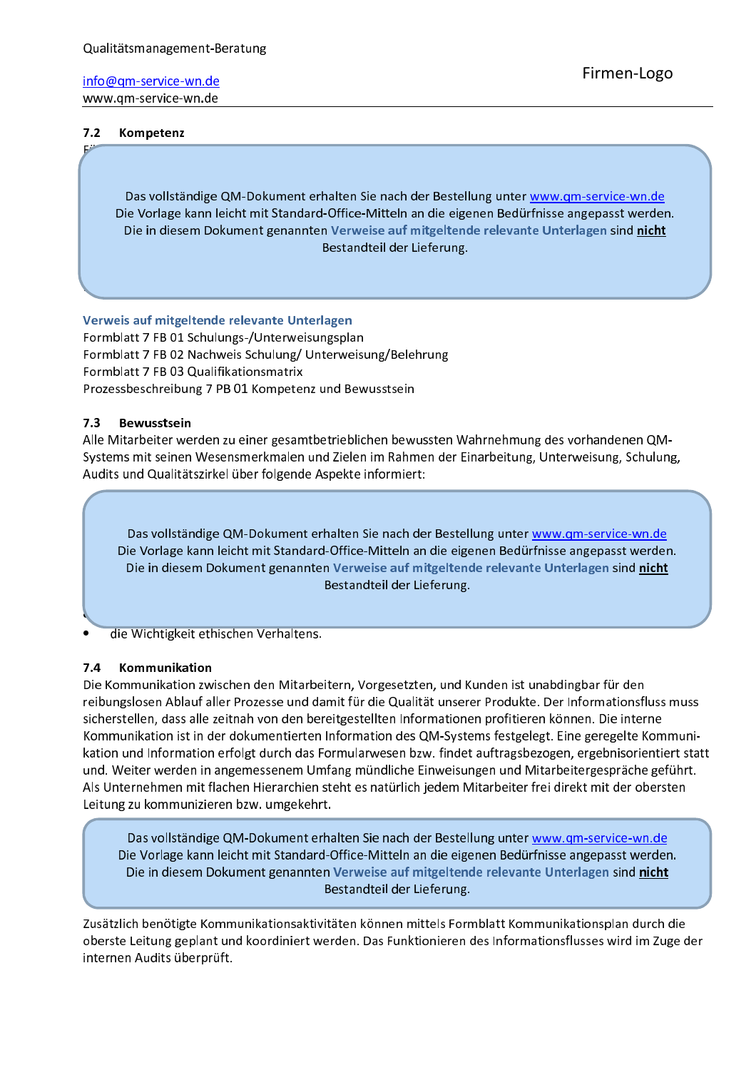### 7.2 Kompetenz

Das vollständige QM-Dokument erhalten Sie nach der Bestellung unter www.qm-service-wn.de
Die Vorlage kann leicht mit Standard-Office-Mitteln an die eigenen Bedürfnisse angepasst werden.
Die in diesem Dokument genannten **Verweise auf mitgeltende relevante Unterlagen** sind **nicht** Bestandteil der Lieferung.

**Verweis auf mitgeltende relevante Unterlagen**
Formblatt 7 FB 01 Schulungs-/Unterweisungsplan
Formblatt 7 FB 02 Nachweis Schulung/ Unterweisung/Belehrung
Formblatt 7 FB 03 Qualifikationsmatrix
Prozessbeschreibung 7 PB 01 Kompetenz und Bewusstsein

### 7.3 Bewusstsein

Alle Mitarbeiter werden zu einer gesamtbetrieblichen bewussten Wahrnehmung des vorhandenen QM-Systems mit seinen Wesensmerkmalen und Zielen im Rahmen der Einarbeitung, Unterweisung, Schulung, Audits und Qualitätszirkel über folgende Aspekte informiert:

Das vollständige QM-Dokument erhalten Sie nach der Bestellung unter www.qm-service-wn.de
Die Vorlage kann leicht mit Standard-Office-Mitteln an die eigenen Bedürfnisse angepasst werden.
Die in diesem Dokument genannten **Verweise auf mitgeltende relevante Unterlagen** sind **nicht** Bestandteil der Lieferung.

- die Wichtigkeit ethischen Verhaltens.

### 7.4 Kommunikation

Die Kommunikation zwischen den Mitarbeitern, Vorgesetzten, und Kunden ist unabdingbar für den reibungslosen Ablauf aller Prozesse und damit für die Qualität unserer Produkte. Der Informationsfluss muss sicherstellen, dass alle zeitnah von den bereitgestellten Informationen profitieren können. Die interne Kommunikation ist in der dokumentierten Information des QM-Systems festgelegt. Eine geregelte Kommunikation und Information erfolgt durch das Formularwesen bzw. findet auftragsbezogen, ergebnisorientiert statt und. Weiter werden in angemessenem Umfang mündliche Einweisungen und Mitarbeitergespräche geführt. Als Unternehmen mit flachen Hierarchien steht es natürlich jedem Mitarbeiter frei direkt mit der obersten Leitung zu kommunizieren bzw. umgekehrt.

Das vollständige QM-Dokument erhalten Sie nach der Bestellung unter www.qm-service-wn.de
Die Vorlage kann leicht mit Standard-Office-Mitteln an die eigenen Bedürfnisse angepasst werden.
Die in diesem Dokument genannten **Verweise auf mitgeltende relevante Unterlagen** sind **nicht** Bestandteil der Lieferung.

Zusätzlich benötigte Kommunikationsaktivitäten können mittels Formblatt Kommunikationsplan durch die oberste Leitung geplant und koordiniert werden. Das Funktionieren des Informationsflusses wird im Zuge der internen Audits überprüft.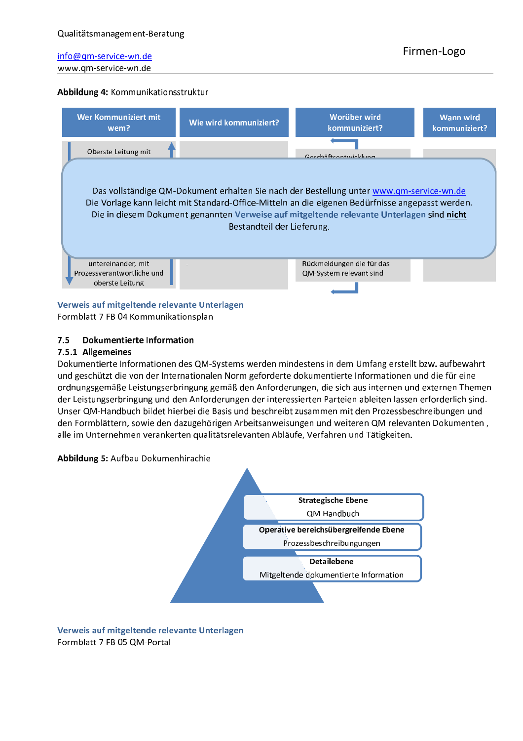**Abbildung 4:** Kommunikationsstruktur

| Wer Kommuniziert mit wem? | Wie wird kommuniziert? | Worüber wird kommuniziert? | Wann wird kommuniziert? |
|---|---|---|---|
| Oberste Leitung mit | | Geschäftsentwicklung | |
| untereinander, mit Prozessverantwortliche und oberste Leitung | - | Rückmeldungen die für das QM-System relevant sind | |

Das vollständige QM-Dokument erhalten Sie nach der Bestellung unter www.qm-service-wn.de
Die Vorlage kann leicht mit Standard-Office-Mitteln an die eigenen Bedürfnisse angepasst werden.
Die in diesem Dokument genannten **Verweise auf mitgeltende relevante Unterlagen** sind **nicht** Bestandteil der Lieferung.

**Verweis auf mitgeltende relevante Unterlagen**
Formblatt 7 FB 04 Kommunikationsplan

### 7.5 Dokumentierte Information

#### 7.5.1 Allgemeines

Dokumentierte Informationen des QM-Systems werden mindestens in dem Umfang erstellt bzw. aufbewahrt und geschützt die von der Internationalen Norm geforderte dokumentierte Informationen und die für eine ordnungsgemäße Leistungserbringung gemäß den Anforderungen, die sich aus internen und externen Themen der Leistungserbringung und den Anforderungen der interessierten Parteien ableiten lassen erforderlich sind. Unser QM-Handbuch bildet hierbei die Basis und beschreibt zusammen mit den Prozessbeschreibungen und den Formblättern, sowie den dazugehörigen Arbeitsanweisungen und weiteren QM relevanten Dokumenten , alle im Unternehmen verankerten qualitätsrelevanten Abläufe, Verfahren und Tätigkeiten.

**Abbildung 5:** Aufbau Dokumenhirachie

**Strategische Ebene**
QM-Handbuch

**Operative bereichsübergreifende Ebene**
Prozessbeschreibungen

**Detailebene**
Mitgeltende dokumentierte Information

**Verweis auf mitgeltende relevante Unterlagen**
Formblatt 7 FB 05 QM-Portal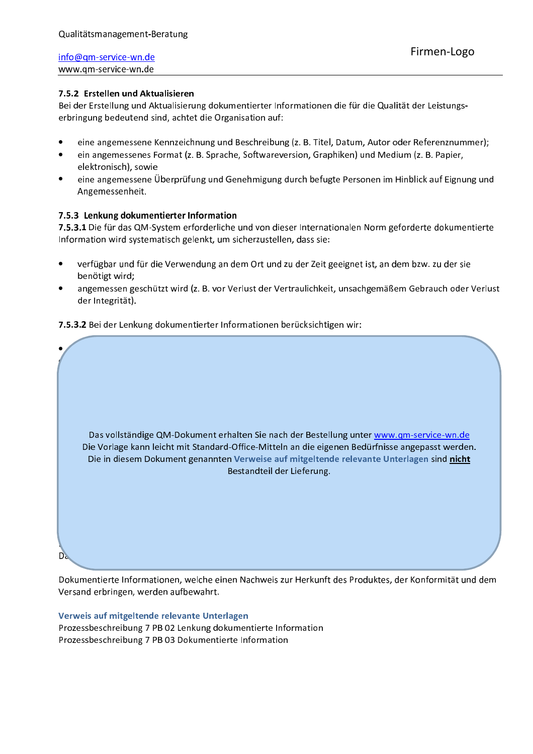### 7.5.2 Erstellen und Aktualisieren

Bei der Erstellung und Aktualisierung dokumentierter Informationen die für die Qualität der Leistungserbringung bedeutend sind, achtet die Organisation auf:

- eine angemessene Kennzeichnung und Beschreibung (z. B. Titel, Datum, Autor oder Referenznummer);
- ein angemessenes Format (z. B. Sprache, Softwareversion, Graphiken) und Medium (z. B. Papier, elektronisch), sowie
- eine angemessene Überprüfung und Genehmigung durch befugte Personen im Hinblick auf Eignung und Angemessenheit.

### 7.5.3 Lenkung dokumentierter Information

**7.5.3.1** Die für das QM-System erforderliche und von dieser Internationalen Norm geforderte dokumentierte Information wird systematisch gelenkt, um sicherzustellen, dass sie:

- verfügbar und für die Verwendung an dem Ort und zu der Zeit geeignet ist, an dem bzw. zu der sie benötigt wird;
- angemessen geschützt wird (z. B. vor Verlust der Vertraulichkeit, unsachgemäßem Gebrauch oder Verlust der Integrität).

**7.5.3.2** Bei der Lenkung dokumentierter Informationen berücksichtigen wir:

- 

Das vollständige QM-Dokument erhalten Sie nach der Bestellung unter www.qm-service-wn.de
Die Vorlage kann leicht mit Standard-Office-Mitteln an die eigenen Bedürfnisse angepasst werden.
Die in diesem Dokument genannten **Verweise auf mitgeltende relevante Unterlagen** sind **nicht** Bestandteil der Lieferung.

Da

Dokumentierte Informationen, welche einen Nachweis zur Herkunft des Produktes, der Konformität und dem Versand erbringen, werden aufbewahrt.

**Verweis auf mitgeltende relevante Unterlagen**

Prozessbeschreibung 7 PB 02 Lenkung dokumentierte Information
Prozessbeschreibung 7 PB 03 Dokumentierte Information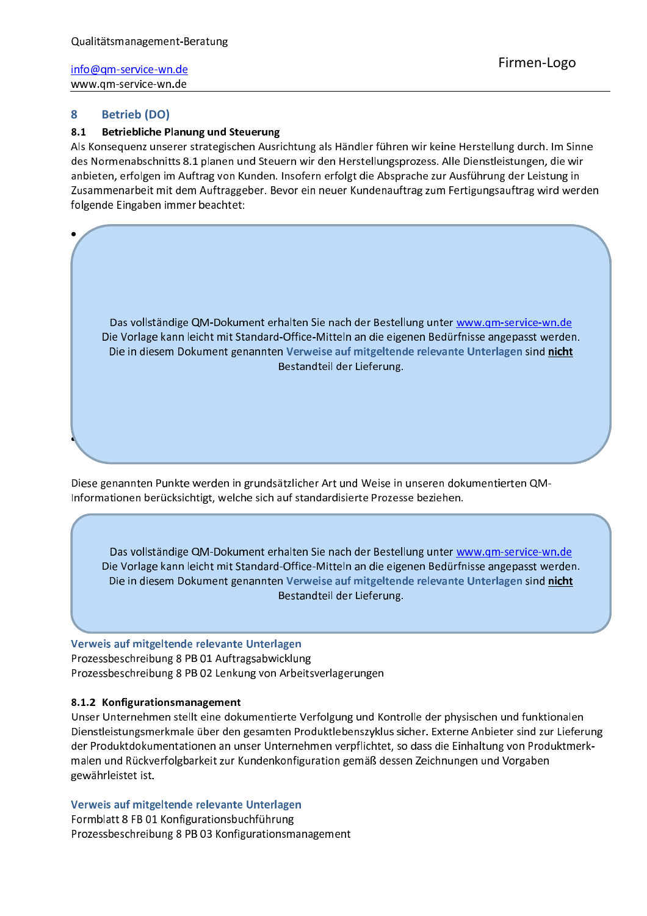## 8 Betrieb (DO)

### 8.1 Betriebliche Planung und Steuerung

Als Konsequenz unserer strategischen Ausrichtung als Händler führen wir keine Herstellung durch. Im Sinne des Normenabschnitts 8.1 planen und Steuern wir den Herstellungsprozess. Alle Dienstleistungen, die wir anbieten, erfolgen im Auftrag von Kunden. Insofern erfolgt die Absprache zur Ausführung der Leistung in Zusammenarbeit mit dem Auftraggeber. Bevor ein neuer Kundenauftrag zum Fertigungsauftrag wird werden folgende Eingaben immer beachtet:

Das vollständige QM-Dokument erhalten Sie nach der Bestellung unter www.qm-service-wn.de
Die Vorlage kann leicht mit Standard-Office-Mitteln an die eigenen Bedürfnisse angepasst werden.
Die in diesem Dokument genannten **Verweise auf mitgeltende relevante Unterlagen** sind **nicht** Bestandteil der Lieferung.

Diese genannten Punkte werden in grundsätzlicher Art und Weise in unseren dokumentierten QM-Informationen berücksichtigt, welche sich auf standardisierte Prozesse beziehen.

Das vollständige QM-Dokument erhalten Sie nach der Bestellung unter www.qm-service-wn.de
Die Vorlage kann leicht mit Standard-Office-Mitteln an die eigenen Bedürfnisse angepasst werden.
Die in diesem Dokument genannten **Verweise auf mitgeltende relevante Unterlagen** sind **nicht** Bestandteil der Lieferung.

**Verweis auf mitgeltende relevante Unterlagen**
Prozessbeschreibung 8 PB 01 Auftragsabwicklung
Prozessbeschreibung 8 PB 02 Lenkung von Arbeitsverlagerungen

#### 8.1.2 Konfigurationsmanagement

Unser Unternehmen stellt eine dokumentierte Verfolgung und Kontrolle der physischen und funktionalen Dienstleistungsmerkmale über den gesamten Produktlebenszyklus sicher. Externe Anbieter sind zur Lieferung der Produktdokumentationen an unser Unternehmen verpflichtet, so dass die Einhaltung von Produktmerkmalen und Rückverfolgbarkeit zur Kundenkonfiguration gemäß dessen Zeichnungen und Vorgaben gewährleistet ist.

**Verweis auf mitgeltende relevante Unterlagen**
Formblatt 8 FB 01 Konfigurationsbuchführung
Prozessbeschreibung 8 PB 03 Konfigurationsmanagement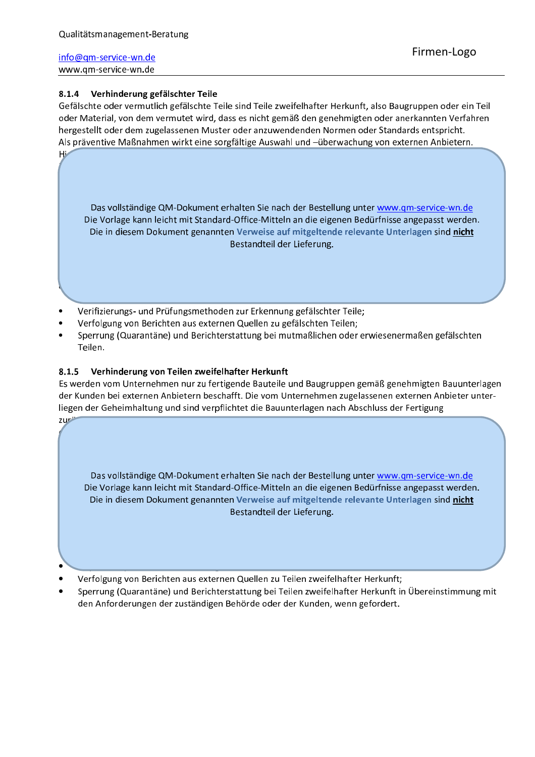### 8.1.4 Verhinderung gefälschter Teile

Gefälschte oder vermutlich gefälschte Teile sind Teile zweifelhafter Herkunft, also Baugruppen oder ein Teil oder Material, von dem vermutet wird, dass es nicht gemäß den genehmigten oder anerkannten Verfahren hergestellt oder dem zugelassenen Muster oder anzuwendenden Normen oder Standards entspricht.
Als präventive Maßnahmen wirkt eine sorgfältige Auswahl und –überwachung von externen Anbietern.
Hi

Das vollständige QM-Dokument erhalten Sie nach der Bestellung unter www.qm-service-wn.de
Die Vorlage kann leicht mit Standard-Office-Mitteln an die eigenen Bedürfnisse angepasst werden.
Die in diesem Dokument genannten **Verweise auf mitgeltende relevante Unterlagen** sind **nicht** Bestandteil der Lieferung.

- Verifizierungs- und Prüfungsmethoden zur Erkennung gefälschter Teile;
- Verfolgung von Berichten aus externen Quellen zu gefälschten Teilen;
- Sperrung (Quarantäne) und Berichterstattung bei mutmaßlichen oder erwiesenermaßen gefälschten Teilen.

### 8.1.5 Verhinderung von Teilen zweifelhafter Herkunft

Es werden vom Unternehmen nur zu fertigende Bauteile und Baugruppen gemäß genehmigten Bauunterlagen der Kunden bei externen Anbietern beschafft. Die vom Unternehmen zugelassenen externen Anbieter unterliegen der Geheimhaltung und sind verpflichtet die Bauunterlagen nach Abschluss der Fertigung
zu

Das vollständige QM-Dokument erhalten Sie nach der Bestellung unter www.qm-service-wn.de
Die Vorlage kann leicht mit Standard-Office-Mitteln an die eigenen Bedürfnisse angepasst werden.
Die in diesem Dokument genannten **Verweise auf mitgeltende relevante Unterlagen** sind **nicht** Bestandteil der Lieferung.

- Verfolgung von Berichten aus externen Quellen zu Teilen zweifelhafter Herkunft;
- Sperrung (Quarantäne) und Berichterstattung bei Teilen zweifelhafter Herkunft in Übereinstimmung mit den Anforderungen der zuständigen Behörde oder der Kunden, wenn gefordert.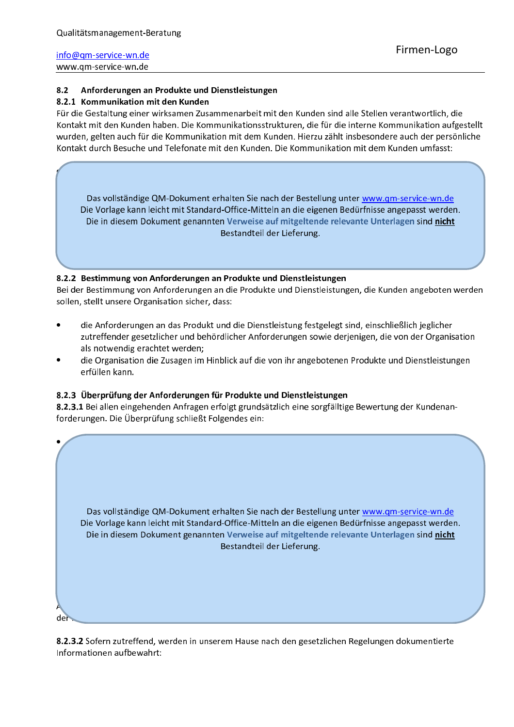## 8.2 Anforderungen an Produkte und Dienstleistungen

### 8.2.1 Kommunikation mit den Kunden

Für die Gestaltung einer wirksamen Zusammenarbeit mit den Kunden sind alle Stellen verantwortlich, die Kontakt mit den Kunden haben. Die Kommunikationsstrukturen, die für die interne Kommunikation aufgestellt wurden, gelten auch für die Kommunikation mit dem Kunden. Hierzu zählt insbesondere auch der persönliche Kontakt durch Besuche und Telefonate mit den Kunden. Die Kommunikation mit dem Kunden umfasst:

Das vollständige QM-Dokument erhalten Sie nach der Bestellung unter www.qm-service-wn.de
Die Vorlage kann leicht mit Standard-Office-Mitteln an die eigenen Bedürfnisse angepasst werden.
Die in diesem Dokument genannten **Verweise auf mitgeltende relevante Unterlagen** sind **nicht** Bestandteil der Lieferung.

### 8.2.2 Bestimmung von Anforderungen an Produkte und Dienstleistungen

Bei der Bestimmung von Anforderungen an die Produkte und Dienstleistungen, die Kunden angeboten werden sollen, stellt unsere Organisation sicher, dass:

- die Anforderungen an das Produkt und die Dienstleistung festgelegt sind, einschließlich jeglicher zutreffender gesetzlicher und behördlicher Anforderungen sowie derjenigen, die von der Organisation als notwendig erachtet werden;
- die Organisation die Zusagen im Hinblick auf die von ihr angebotenen Produkte und Dienstleistungen erfüllen kann.

### 8.2.3 Überprüfung der Anforderungen für Produkte und Dienstleistungen

**8.2.3.1** Bei allen eingehenden Anfragen erfolgt grundsätzlich eine sorgfältige Bewertung der Kundenanforderungen. Die Überprüfung schließt Folgendes ein:

Das vollständige QM-Dokument erhalten Sie nach der Bestellung unter www.qm-service-wn.de
Die Vorlage kann leicht mit Standard-Office-Mitteln an die eigenen Bedürfnisse angepasst werden.
Die in diesem Dokument genannten **Verweise auf mitgeltende relevante Unterlagen** sind **nicht** Bestandteil der Lieferung.

**8.2.3.2** Sofern zutreffend, werden in unserem Hause nach den gesetzlichen Regelungen dokumentierte Informationen aufbewahrt: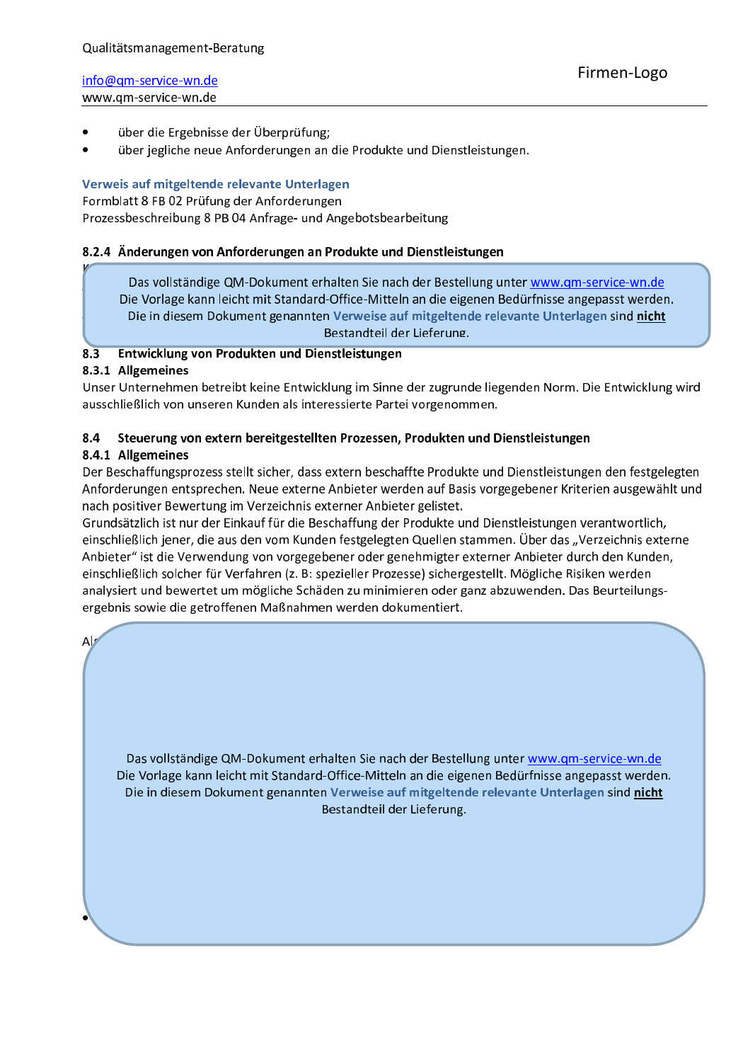- über die Ergebnisse der Überprüfung;
- über jegliche neue Anforderungen an die Produkte und Dienstleistungen.

**Verweis auf mitgeltende relevante Unterlagen**

Formblatt 8 FB 02 Prüfung der Anforderungen
Prozessbeschreibung 8 PB 04 Anfrage- und Angebotsbearbeitung

### 8.2.4 Änderungen von Anforderungen an Produkte und Dienstleistungen

Das vollständige QM-Dokument erhalten Sie nach der Bestellung unter www.qm-service-wn.de
Die Vorlage kann leicht mit Standard-Office-Mitteln an die eigenen Bedürfnisse angepasst werden.
Die in diesem Dokument genannten **Verweise auf mitgeltende relevante Unterlagen** sind **nicht** Bestandteil der Lieferung.

## 8.3 Entwicklung von Produkten und Dienstleistungen

### 8.3.1 Allgemeines

Unser Unternehmen betreibt keine Entwicklung im Sinne der zugrunde liegenden Norm. Die Entwicklung wird ausschließlich von unseren Kunden als interessierte Partei vorgenommen.

## 8.4 Steuerung von extern bereitgestellten Prozessen, Produkten und Dienstleistungen

### 8.4.1 Allgemeines

Der Beschaffungsprozess stellt sicher, dass extern beschaffte Produkte und Dienstleistungen den festgelegten Anforderungen entsprechen. Neue externe Anbieter werden auf Basis vorgegebener Kriterien ausgewählt und nach positiver Bewertung im Verzeichnis externer Anbieter gelistet.
Grundsätzlich ist nur der Einkauf für die Beschaffung der Produkte und Dienstleistungen verantwortlich, einschließlich jener, die aus den vom Kunden festgelegten Quellen stammen. Über das „Verzeichnis externe Anbieter" ist die Verwendung von vorgegebener oder genehmigter externer Anbieter durch den Kunden, einschließlich solcher für Verfahren (z. B: spezieller Prozesse) sichergestellt. Mögliche Risiken werden analysiert und bewertet um mögliche Schäden zu minimieren oder ganz abzuwenden. Das Beurteilungs-ergebnis sowie die getroffenen Maßnahmen werden dokumentiert.

Das vollständige QM-Dokument erhalten Sie nach der Bestellung unter www.qm-service-wn.de
Die Vorlage kann leicht mit Standard-Office-Mitteln an die eigenen Bedürfnisse angepasst werden.
Die in diesem Dokument genannten **Verweise auf mitgeltende relevante Unterlagen** sind **nicht** Bestandteil der Lieferung.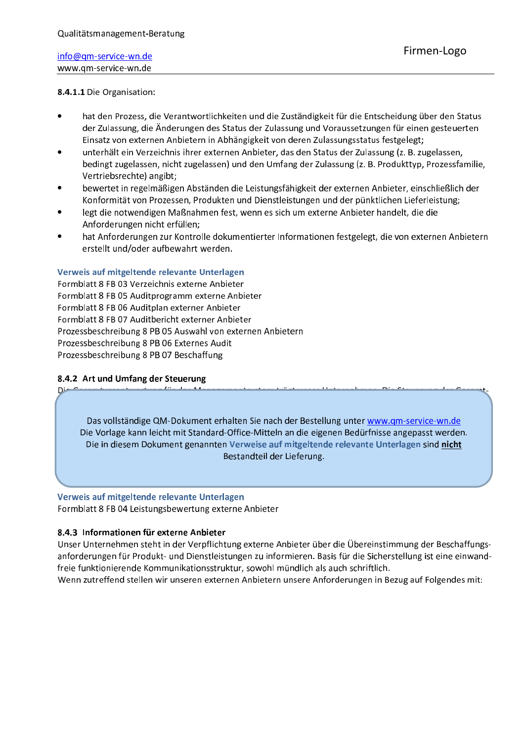**8.4.1.1** Die Organisation:

- hat den Prozess, die Verantwortlichkeiten und die Zuständigkeit für die Entscheidung über den Status der Zulassung, die Änderungen des Status der Zulassung und Voraussetzungen für einen gesteuerten Einsatz von externen Anbietern in Abhängigkeit von deren Zulassungsstatus festgelegt;
- unterhält ein Verzeichnis ihrer externen Anbieter, das den Status der Zulassung (z. B. zugelassen, bedingt zugelassen, nicht zugelassen) und den Umfang der Zulassung (z. B. Produkttyp, Prozessfamilie, Vertriebsrechte) angibt;
- bewertet in regelmäßigen Abständen die Leistungsfähigkeit der externen Anbieter, einschließlich der Konformität von Prozessen, Produkten und Dienstleistungen und der pünktlichen Lieferleistung;
- legt die notwendigen Maßnahmen fest, wenn es sich um externe Anbieter handelt, die die Anforderungen nicht erfüllen;
- hat Anforderungen zur Kontrolle dokumentierter Informationen festgelegt, die von externen Anbietern erstellt und/oder aufbewahrt werden.

**Verweis auf mitgeltende relevante Unterlagen**
Formblatt 8 FB 03 Verzeichnis externe Anbieter
Formblatt 8 FB 05 Auditprogramm externe Anbieter
Formblatt 8 FB 06 Auditplan externer Anbieter
Formblatt 8 FB 07 Auditbericht externer Anbieter
Prozessbeschreibung 8 PB 05 Auswahl von externen Anbietern
Prozessbeschreibung 8 PB 06 Externes Audit
Prozessbeschreibung 8 PB 07 Beschaffung

### 8.4.2 Art und Umfang der Steuerung

Das vollständige QM-Dokument erhalten Sie nach der Bestellung unter www.qm-service-wn.de
Die Vorlage kann leicht mit Standard-Office-Mitteln an die eigenen Bedürfnisse angepasst werden.
Die in diesem Dokument genannten **Verweise auf mitgeltende relevante Unterlagen** sind **nicht** Bestandteil der Lieferung.

**Verweis auf mitgeltende relevante Unterlagen**
Formblatt 8 FB 04 Leistungsbewertung externe Anbieter

### 8.4.3 Informationen für externe Anbieter

Unser Unternehmen steht in der Verpflichtung externe Anbieter über die Übereinstimmung der Beschaffungs­anforderungen für Produkt- und Dienstleistungen zu informieren. Basis für die Sicherstellung ist eine einwand­freie funktionierende Kommunikationsstruktur, sowohl mündlich als auch schriftlich.
Wenn zutreffend stellen wir unseren externen Anbietern unsere Anforderungen in Bezug auf Folgendes mit: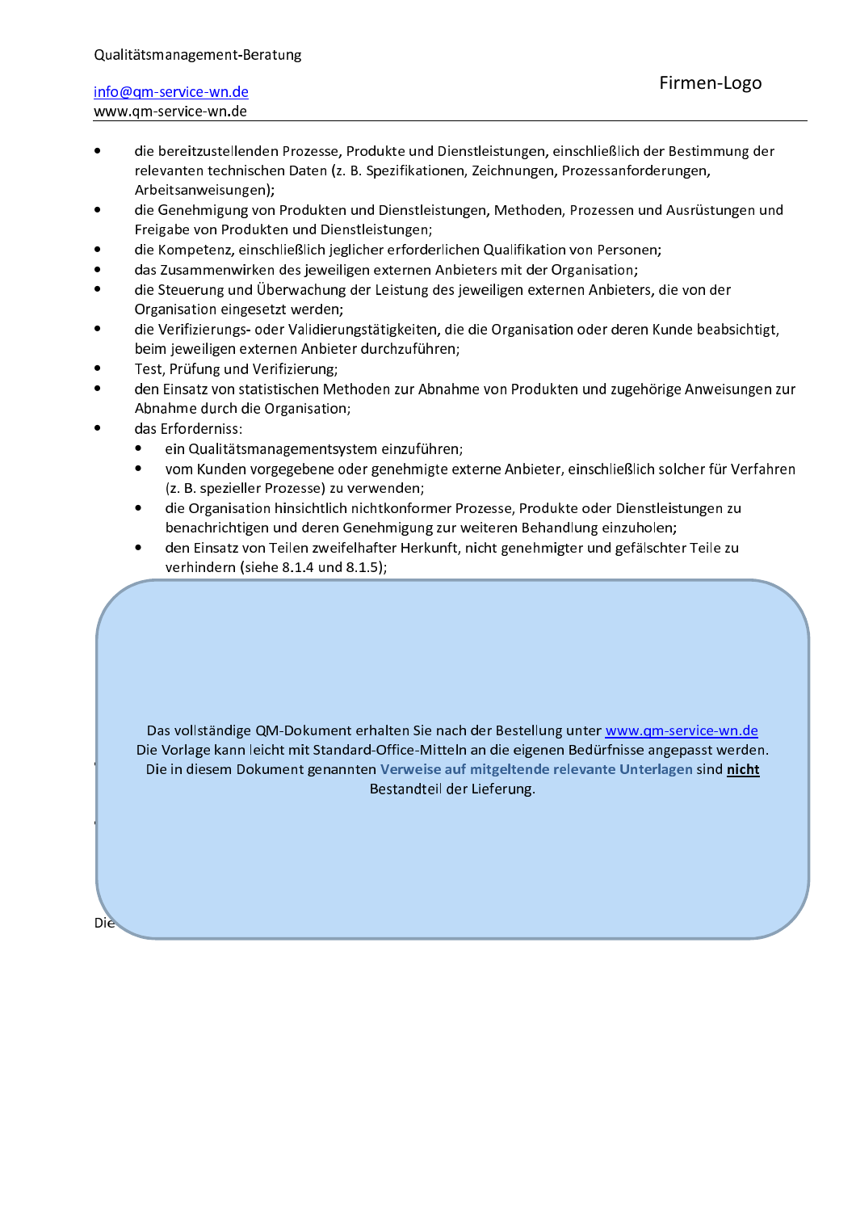- die bereitzustellenden Prozesse, Produkte und Dienstleistungen, einschließlich der Bestimmung der relevanten technischen Daten (z. B. Spezifikationen, Zeichnungen, Prozessanforderungen, Arbeitsanweisungen);
- die Genehmigung von Produkten und Dienstleistungen, Methoden, Prozessen und Ausrüstungen und Freigabe von Produkten und Dienstleistungen;
- die Kompetenz, einschließlich jeglicher erforderlichen Qualifikation von Personen;
- das Zusammenwirken des jeweiligen externen Anbieters mit der Organisation;
- die Steuerung und Überwachung der Leistung des jeweiligen externen Anbieters, die von der Organisation eingesetzt werden;
- die Verifizierungs- oder Validierungstätigkeiten, die die Organisation oder deren Kunde beabsichtigt, beim jeweiligen externen Anbieter durchzuführen;
- Test, Prüfung und Verifizierung;
- den Einsatz von statistischen Methoden zur Abnahme von Produkten und zugehörige Anweisungen zur Abnahme durch die Organisation;
- das Erforderniss:
  - ein Qualitätsmanagementsystem einzuführen;
  - vom Kunden vorgegebene oder genehmigte externe Anbieter, einschließlich solcher für Verfahren (z. B. spezieller Prozesse) zu verwenden;
  - die Organisation hinsichtlich nichtkonformer Prozesse, Produkte oder Dienstleistungen zu benachrichtigen und deren Genehmigung zur weiteren Behandlung einzuholen;
  - den Einsatz von Teilen zweifelhafter Herkunft, nicht genehmigter und gefälschter Teile zu verhindern (siehe 8.1.4 und 8.1.5);

Das vollständige QM-Dokument erhalten Sie nach der Bestellung unter www.qm-service-wn.de
Die Vorlage kann leicht mit Standard-Office-Mitteln an die eigenen Bedürfnisse angepasst werden.
Die in diesem Dokument genannten **Verweise auf mitgeltende relevante Unterlagen** sind **nicht** Bestandteil der Lieferung.

Die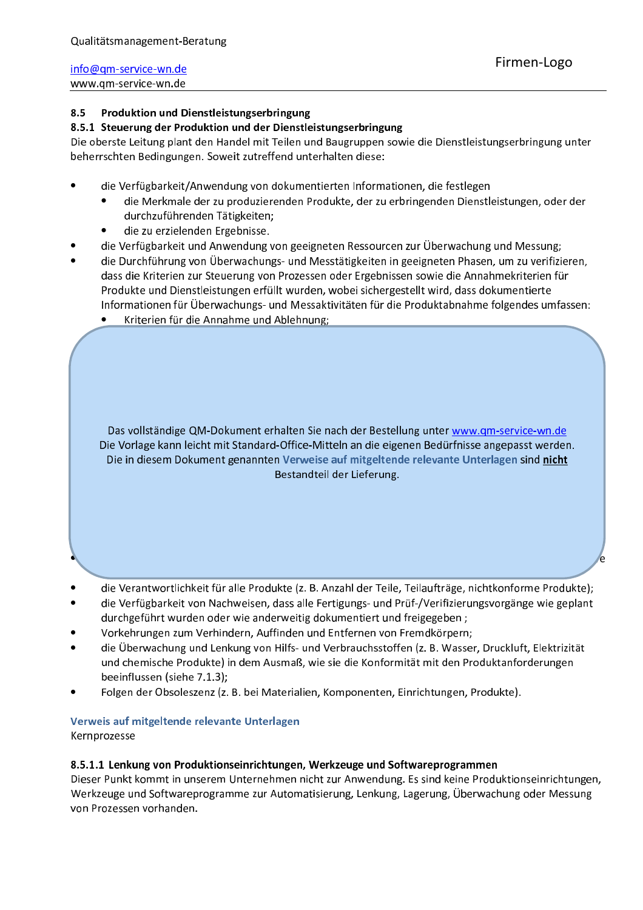### 8.5 Produktion und Dienstleistungserbringung

#### 8.5.1 Steuerung der Produktion und der Dienstleistungserbringung

Die oberste Leitung plant den Handel mit Teilen und Baugruppen sowie die Dienstleistungserbringung unter beherrschten Bedingungen. Soweit zutreffend unterhalten diese:

- die Verfügbarkeit/Anwendung von dokumentierten Informationen, die festlegen
  - die Merkmale der zu produzierenden Produkte, der zu erbringenden Dienstleistungen, oder der durchzuführenden Tätigkeiten;
  - die zu erzielenden Ergebnisse.
- die Verfügbarkeit und Anwendung von geeigneten Ressourcen zur Überwachung und Messung;
- die Durchführung von Überwachungs- und Messtätigkeiten in geeigneten Phasen, um zu verifizieren, dass die Kriterien zur Steuerung von Prozessen oder Ergebnissen sowie die Annahmekriterien für Produkte und Dienstleistungen erfüllt wurden, wobei sichergestellt wird, dass dokumentierte Informationen für Überwachungs- und Messaktivitäten für die Produktabnahme folgendes umfassen:
  - Kriterien für die Annahme und Ablehnung;

Das vollständige QM-Dokument erhalten Sie nach der Bestellung unter www.qm-service-wn.de
Die Vorlage kann leicht mit Standard-Office-Mitteln an die eigenen Bedürfnisse angepasst werden.
Die in diesem Dokument genannten **Verweise auf mitgeltende relevante Unterlagen** sind **nicht** Bestandteil der Lieferung.

- die Verantwortlichkeit für alle Produkte (z. B. Anzahl der Teile, Teilaufträge, nichtkonforme Produkte);
- die Verfügbarkeit von Nachweisen, dass alle Fertigungs- und Prüf-/Verifizierungsvorgänge wie geplant durchgeführt wurden oder wie anderweitig dokumentiert und freigegeben ;
- Vorkehrungen zum Verhindern, Auffinden und Entfernen von Fremdkörpern;
- die Überwachung und Lenkung von Hilfs- und Verbrauchsstoffen (z. B. Wasser, Druckluft, Elektrizität und chemische Produkte) in dem Ausmaß, wie sie die Konformität mit den Produktanforderungen beeinflussen (siehe 7.1.3);
- Folgen der Obsoleszenz (z. B. bei Materialien, Komponenten, Einrichtungen, Produkte).

**Verweis auf mitgeltende relevante Unterlagen**
Kernprozesse

##### 8.5.1.1 Lenkung von Produktionseinrichtungen, Werkzeuge und Softwareprogrammen

Dieser Punkt kommt in unserem Unternehmen nicht zur Anwendung. Es sind keine Produktionseinrichtungen, Werkzeuge und Softwareprogramme zur Automatisierung, Lenkung, Lagerung, Überwachung oder Messung von Prozessen vorhanden.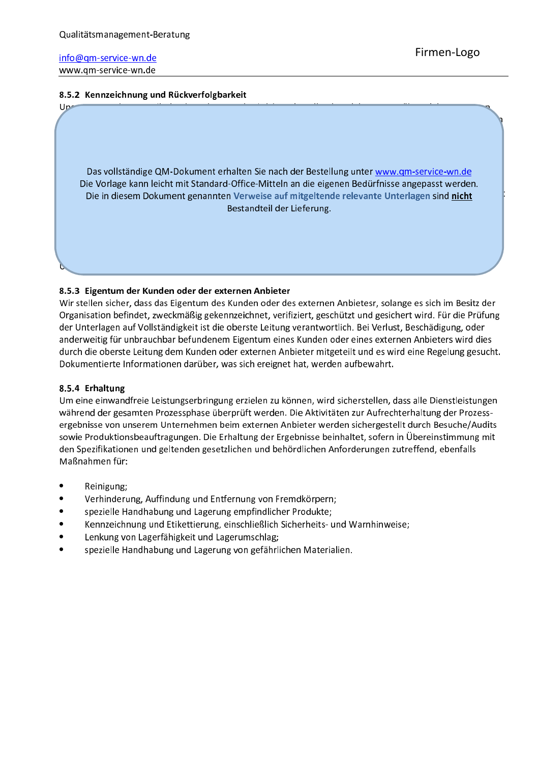### 8.5.2 Kennzeichnung und Rückverfolgbarkeit

Das vollständige QM-Dokument erhalten Sie nach der Bestellung unter www.qm-service-wn.de
Die Vorlage kann leicht mit Standard-Office-Mitteln an die eigenen Bedürfnisse angepasst werden.
Die in diesem Dokument genannten **Verweise auf mitgeltende relevante Unterlagen** sind **nicht** Bestandteil der Lieferung.

### 8.5.3 Eigentum der Kunden oder der externen Anbieter

Wir stellen sicher, dass das Eigentum des Kunden oder des externen Anbietesr, solange es sich im Besitz der Organisation befindet, zweckmäßig gekennzeichnet, verifiziert, geschützt und gesichert wird. Für die Prüfung der Unterlagen auf Vollständigkeit ist die oberste Leitung verantwortlich. Bei Verlust, Beschädigung, oder anderweitig für unbrauchbar befundenem Eigentum eines Kunden oder eines externen Anbieters wird dies durch die oberste Leitung dem Kunden oder externen Anbieter mitgeteilt und es wird eine Regelung gesucht. Dokumentierte Informationen darüber, was sich ereignet hat, werden aufbewahrt.

### 8.5.4 Erhaltung

Um eine einwandfreie Leistungserbringung erzielen zu können, wird sicherstellen, dass alle Dienstleistungen während der gesamten Prozessphase überprüft werden. Die Aktivitäten zur Aufrechterhaltung der Prozess-ergebnisse von unserem Unternehmen beim externen Anbieter werden sichergestellt durch Besuche/Audits sowie Produktionsbeauftragungen. Die Erhaltung der Ergebnisse beinhaltet, sofern in Übereinstimmung mit den Spezifikationen und geltenden gesetzlichen und behördlichen Anforderungen zutreffend, ebenfalls Maßnahmen für:

- Reinigung;
- Verhinderung, Auffindung und Entfernung von Fremdkörpern;
- spezielle Handhabung und Lagerung empfindlicher Produkte;
- Kennzeichnung und Etikettierung, einschließlich Sicherheits- und Warnhinweise;
- Lenkung von Lagerfähigkeit und Lagerumschlag;
- spezielle Handhabung und Lagerung von gefährlichen Materialien.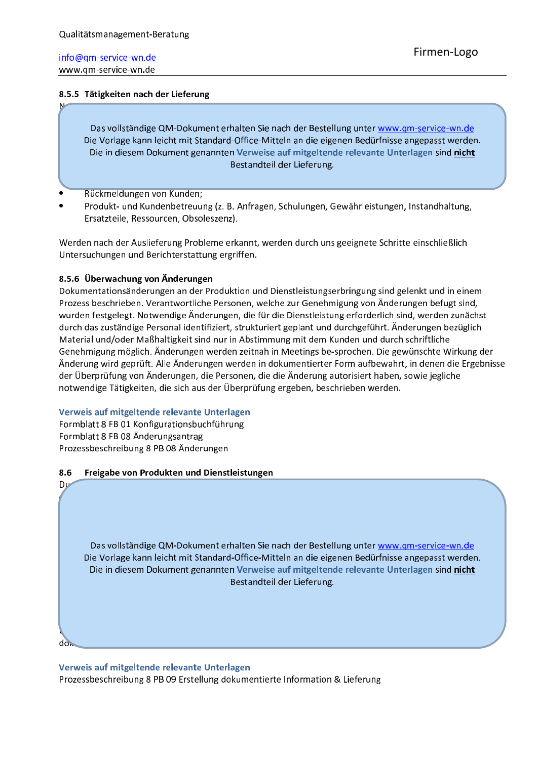### 8.5.5 Tätigkeiten nach der Lieferung

N

Das vollständige QM-Dokument erhalten Sie nach der Bestellung unter www.qm-service-wn.de
Die Vorlage kann leicht mit Standard-Office-Mitteln an die eigenen Bedürfnisse angepasst werden.
Die in diesem Dokument genannten **Verweise auf mitgeltende relevante Unterlagen** sind **nicht** Bestandteil der Lieferung.

- Rückmeldungen von Kunden;
- Produkt- und Kundenbetreuung (z. B. Anfragen, Schulungen, Gewährleistungen, Instandhaltung, Ersatzteile, Ressourcen, Obsoleszenz).

Werden nach der Auslieferung Probleme erkannt, werden durch uns geeignete Schritte einschließlich Untersuchungen und Berichterstattung ergriffen.

### 8.5.6 Überwachung von Änderungen

Dokumentationsänderungen an der Produktion und Dienstleistungserbringung sind gelenkt und in einem Prozess beschrieben. Verantwortliche Personen, welche zur Genehmigung von Änderungen befugt sind, wurden festgelegt. Notwendige Änderungen, die für die Dienstleistung erforderlich sind, werden zunächst durch das zuständige Personal identifiziert, strukturiert geplant und durchgeführt. Änderungen bezüglich Material und/oder Maßhaltigkeit sind nur in Abstimmung mit dem Kunden und durch schriftliche Genehmigung möglich. Änderungen werden zeitnah in Meetings be-sprochen. Die gewünschte Wirkung der Änderung wird geprüft. Alle Änderungen werden in dokumentierter Form aufbewahrt, in denen die Ergebnisse der Überprüfung von Änderungen, die Personen, die die Änderung autorisiert haben, sowie jegliche notwendige Tätigkeiten, die sich aus der Überprüfung ergeben, beschrieben werden.

**Verweis auf mitgeltende relevante Unterlagen**
Formblatt 8 FB 01 Konfigurationsbuchführung
Formblatt 8 FB 08 Änderungsantrag
Prozessbeschreibung 8 PB 08 Änderungen

### 8.6 Freigabe von Produkten und Dienstleistungen

Du

Das vollständige QM-Dokument erhalten Sie nach der Bestellung unter www.qm-service-wn.de
Die Vorlage kann leicht mit Standard-Office-Mitteln an die eigenen Bedürfnisse angepasst werden.
Die in diesem Dokument genannten **Verweise auf mitgeltende relevante Unterlagen** sind **nicht** Bestandteil der Lieferung.

do

**Verweis auf mitgeltende relevante Unterlagen**
Prozessbeschreibung 8 PB 09 Erstellung dokumentierte Information & Lieferung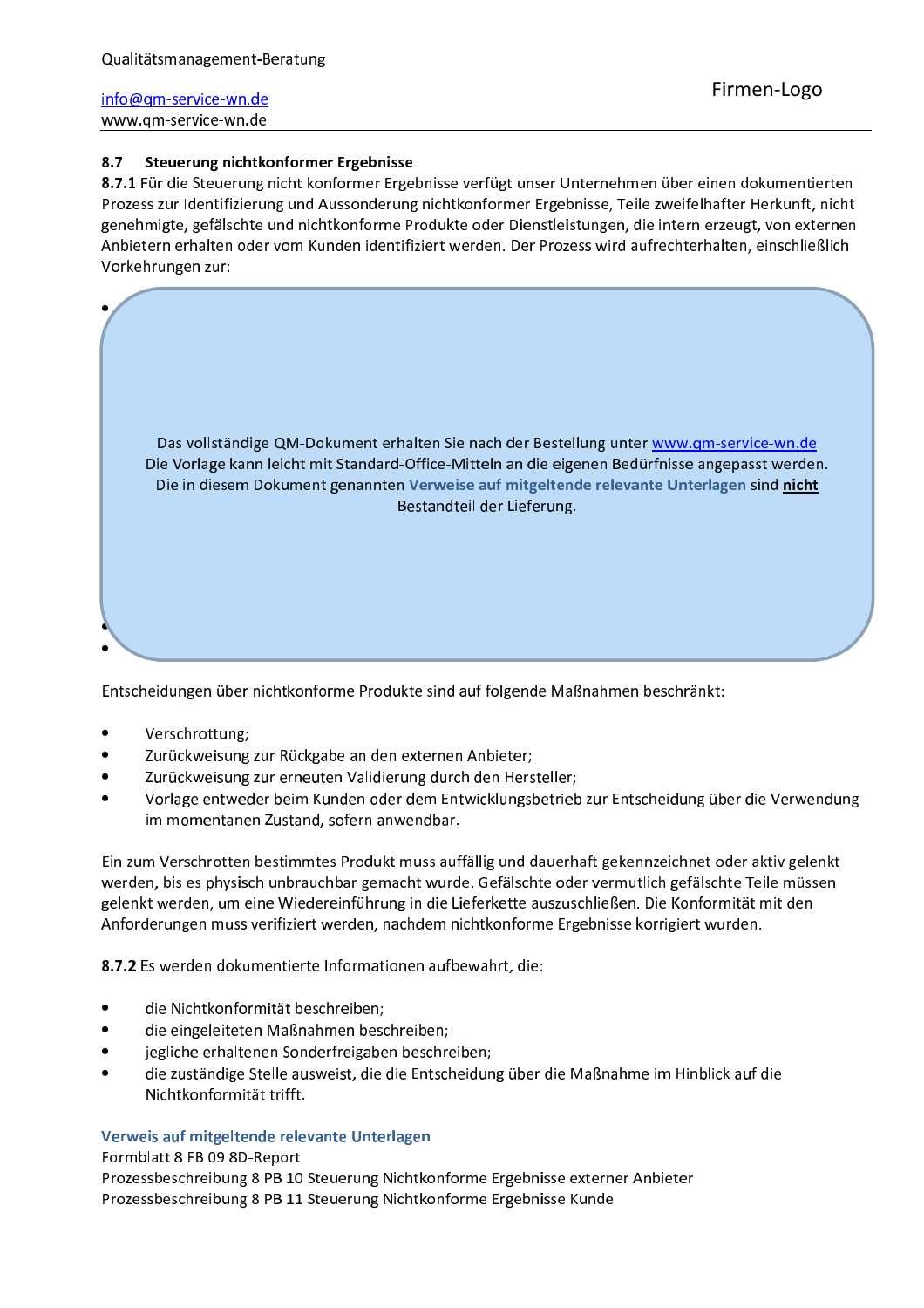## 8.7 Steuerung nichtkonformer Ergebnisse

**8.7.1** Für die Steuerung nicht konformer Ergebnisse verfügt unser Unternehmen über einen dokumentierten Prozess zur Identifizierung und Aussonderung nichtkonformer Ergebnisse, Teile zweifelhafter Herkunft, nicht genehmigte, gefälschte und nichtkonforme Produkte oder Dienstleistungen, die intern erzeugt, von externen Anbietern erhalten oder vom Kunden identifiziert werden. Der Prozess wird aufrechterhalten, einschließlich Vorkehrungen zur:

Das vollständige QM-Dokument erhalten Sie nach der Bestellung unter www.qm-service-wn.de
Die Vorlage kann leicht mit Standard-Office-Mitteln an die eigenen Bedürfnisse angepasst werden.
Die in diesem Dokument genannten **Verweise auf mitgeltende relevante Unterlagen** sind **nicht** Bestandteil der Lieferung.

Entscheidungen über nichtkonforme Produkte sind auf folgende Maßnahmen beschränkt:

- Verschrottung;
- Zurückweisung zur Rückgabe an den externen Anbieter;
- Zurückweisung zur erneuten Validierung durch den Hersteller;
- Vorlage entweder beim Kunden oder dem Entwicklungsbetrieb zur Entscheidung über die Verwendung im momentanen Zustand, sofern anwendbar.

Ein zum Verschrotten bestimmtes Produkt muss auffällig und dauerhaft gekennzeichnet oder aktiv gelenkt werden, bis es physisch unbrauchbar gemacht wurde. Gefälschte oder vermutlich gefälschte Teile müssen gelenkt werden, um eine Wiedereinführung in die Lieferkette auszuschließen. Die Konformität mit den Anforderungen muss verifiziert werden, nachdem nichtkonforme Ergebnisse korrigiert wurden.

**8.7.2** Es werden dokumentierte Informationen aufbewahrt, die:

- die Nichtkonformität beschreiben;
- die eingeleiteten Maßnahmen beschreiben;
- jegliche erhaltenen Sonderfreigaben beschreiben;
- die zuständige Stelle ausweist, die die Entscheidung über die Maßnahme im Hinblick auf die Nichtkonformität trifft.

**Verweis auf mitgeltende relevante Unterlagen**

Formblatt 8 FB 09 8D-Report
Prozessbeschreibung 8 PB 10 Steuerung Nichtkonforme Ergebnisse externer Anbieter
Prozessbeschreibung 8 PB 11 Steuerung Nichtkonforme Ergebnisse Kunde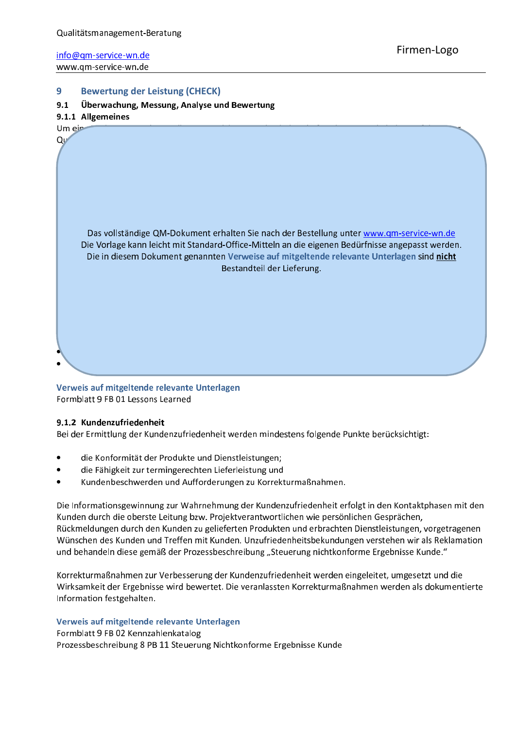## 9 Bewertung der Leistung (CHECK)

### 9.1 Überwachung, Messung, Analyse und Bewertung

#### 9.1.1 Allgemeines

Um ein

Qu

Das vollständige QM-Dokument erhalten Sie nach der Bestellung unter www.qm-service-wn.de
Die Vorlage kann leicht mit Standard-Office-Mitteln an die eigenen Bedürfnisse angepasst werden.
Die in diesem Dokument genannten **Verweise auf mitgeltende relevante Unterlagen** sind **nicht** Bestandteil der Lieferung.

**Verweis auf mitgeltende relevante Unterlagen**
Formblatt 9 FB 01 Lessons Learned

#### 9.1.2 Kundenzufriedenheit

Bei der Ermittlung der Kundenzufriedenheit werden mindestens folgende Punkte berücksichtigt:

- die Konformität der Produkte und Dienstleistungen;
- die Fähigkeit zur termingerechten Lieferleistung und
- Kundenbeschwerden und Aufforderungen zu Korrekturmaßnahmen.

Die Informationsgewinnung zur Wahrnehmung der Kundenzufriedenheit erfolgt in den Kontaktphasen mit den Kunden durch die oberste Leitung bzw. Projektverantwortlichen wie persönlichen Gesprächen, Rückmeldungen durch den Kunden zu gelieferten Produkten und erbrachten Dienstleistungen, vorgetragenen Wünschen des Kunden und Treffen mit Kunden. Unzufriedenheitsbekundungen verstehen wir als Reklamation und behandeln diese gemäß der Prozessbeschreibung „Steuerung nichtkonforme Ergebnisse Kunde."

Korrekturmaßnahmen zur Verbesserung der Kundenzufriedenheit werden eingeleitet, umgesetzt und die Wirksamkeit der Ergebnisse wird bewertet. Die veranlassten Korrekturmaßnahmen werden als dokumentierte Information festgehalten.

**Verweis auf mitgeltende relevante Unterlagen**
Formblatt 9 FB 02 Kennzahlenkatalog
Prozessbeschreibung 8 PB 11 Steuerung Nichtkonforme Ergebnisse Kunde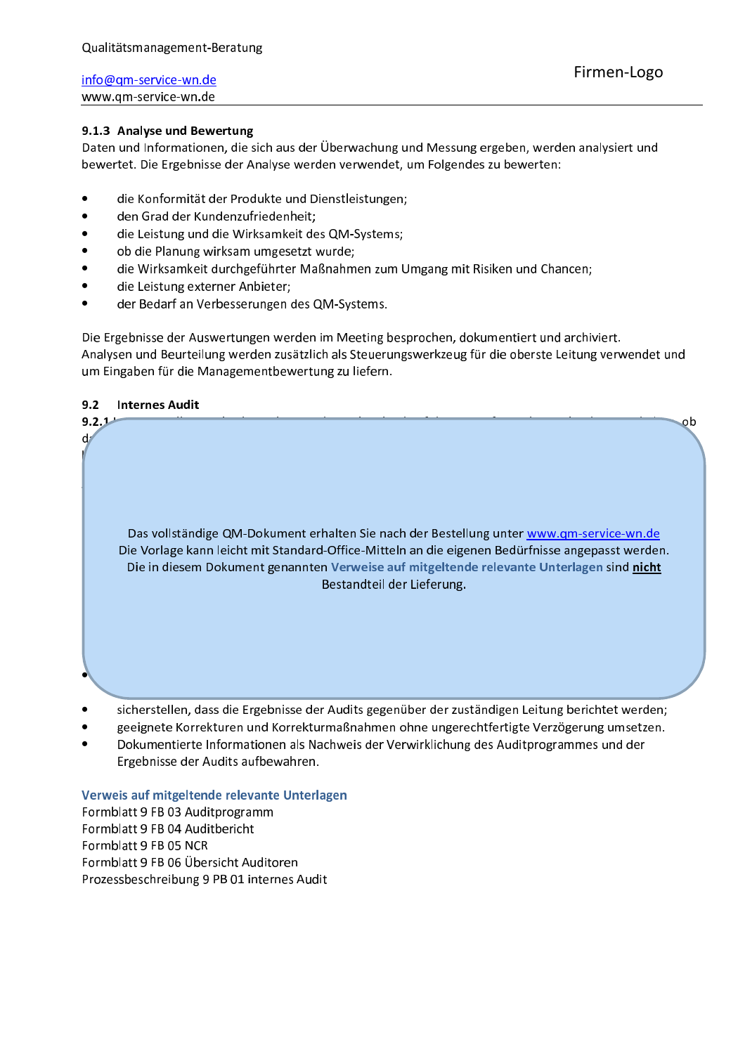### 9.1.3 Analyse und Bewertung

Daten und Informationen, die sich aus der Überwachung und Messung ergeben, werden analysiert und bewertet. Die Ergebnisse der Analyse werden verwendet, um Folgendes zu bewerten:

- die Konformität der Produkte und Dienstleistungen;
- den Grad der Kundenzufriedenheit;
- die Leistung und die Wirksamkeit des QM-Systems;
- ob die Planung wirksam umgesetzt wurde;
- die Wirksamkeit durchgeführter Maßnahmen zum Umgang mit Risiken und Chancen;
- die Leistung externer Anbieter;
- der Bedarf an Verbesserungen des QM-Systems.

Die Ergebnisse der Auswertungen werden im Meeting besprochen, dokumentiert und archiviert. Analysen und Beurteilung werden zusätzlich als Steuerungswerkzeug für die oberste Leitung verwendet und um Eingaben für die Managementbewertung zu liefern.

### 9.2 Internes Audit

**9.2.1** ... ob d...

Das vollständige QM-Dokument erhalten Sie nach der Bestellung unter www.qm-service-wn.de
Die Vorlage kann leicht mit Standard-Office-Mitteln an die eigenen Bedürfnisse angepasst werden.
Die in diesem Dokument genannten **Verweise auf mitgeltende relevante Unterlagen** sind **nicht** Bestandteil der Lieferung.

- sicherstellen, dass die Ergebnisse der Audits gegenüber der zuständigen Leitung berichtet werden;
- geeignete Korrekturen und Korrekturmaßnahmen ohne ungerechtfertigte Verzögerung umsetzen.
- Dokumentierte Informationen als Nachweis der Verwirklichung des Auditprogrammes und der Ergebnisse der Audits aufbewahren.

**Verweis auf mitgeltende relevante Unterlagen**

Formblatt 9 FB 03 Auditprogramm
Formblatt 9 FB 04 Auditbericht
Formblatt 9 FB 05 NCR
Formblatt 9 FB 06 Übersicht Auditoren
Prozessbeschreibung 9 PB 01 internes Audit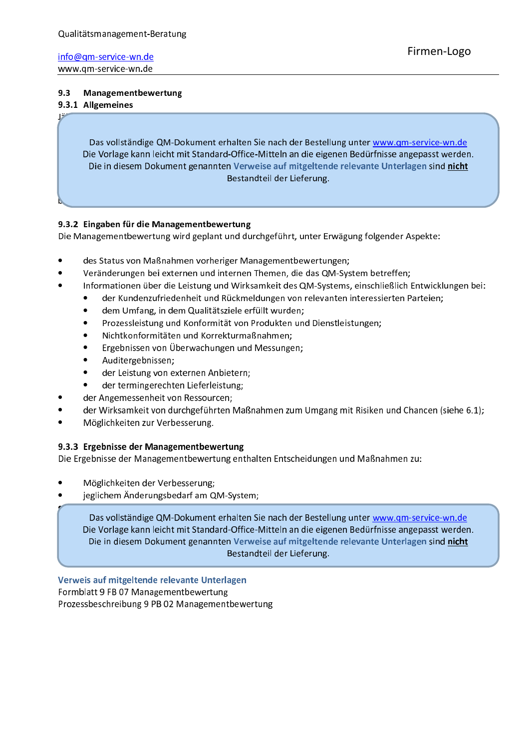### 9.3 Managementbewertung

#### 9.3.1 Allgemeines

Das vollständige QM-Dokument erhalten Sie nach der Bestellung unter www.qm-service-wn.de
Die Vorlage kann leicht mit Standard-Office-Mitteln an die eigenen Bedürfnisse angepasst werden.
Die in diesem Dokument genannten **Verweise auf mitgeltende relevante Unterlagen** sind **nicht** Bestandteil der Lieferung.

#### 9.3.2 Eingaben für die Managementbewertung

Die Managementbewertung wird geplant und durchgeführt, unter Erwägung folgender Aspekte:

- des Status von Maßnahmen vorheriger Managementbewertungen;
- Veränderungen bei externen und internen Themen, die das QM-System betreffen;
- Informationen über die Leistung und Wirksamkeit des QM-Systems, einschließlich Entwicklungen bei:
  - der Kundenzufriedenheit und Rückmeldungen von relevanten interessierten Parteien;
  - dem Umfang, in dem Qualitätsziele erfüllt wurden;
  - Prozessleistung und Konformität von Produkten und Dienstleistungen;
  - Nichtkonformitäten und Korrekturmaßnahmen;
  - Ergebnissen von Überwachungen und Messungen;
  - Auditergebnissen;
  - der Leistung von externen Anbietern;
  - der termingerechten Lieferleistung;
- der Angemessenheit von Ressourcen;
- der Wirksamkeit von durchgeführten Maßnahmen zum Umgang mit Risiken und Chancen (siehe 6.1);
- Möglichkeiten zur Verbesserung.

#### 9.3.3 Ergebnisse der Managementbewertung

Die Ergebnisse der Managementbewertung enthalten Entscheidungen und Maßnahmen zu:

- Möglichkeiten der Verbesserung;
- jeglichem Änderungsbedarf am QM-System;

Das vollständige QM-Dokument erhalten Sie nach der Bestellung unter www.qm-service-wn.de
Die Vorlage kann leicht mit Standard-Office-Mitteln an die eigenen Bedürfnisse angepasst werden.
Die in diesem Dokument genannten **Verweise auf mitgeltende relevante Unterlagen** sind **nicht** Bestandteil der Lieferung.

**Verweis auf mitgeltende relevante Unterlagen**
Formblatt 9 FB 07 Managementbewertung
Prozessbeschreibung 9 PB 02 Managementbewertung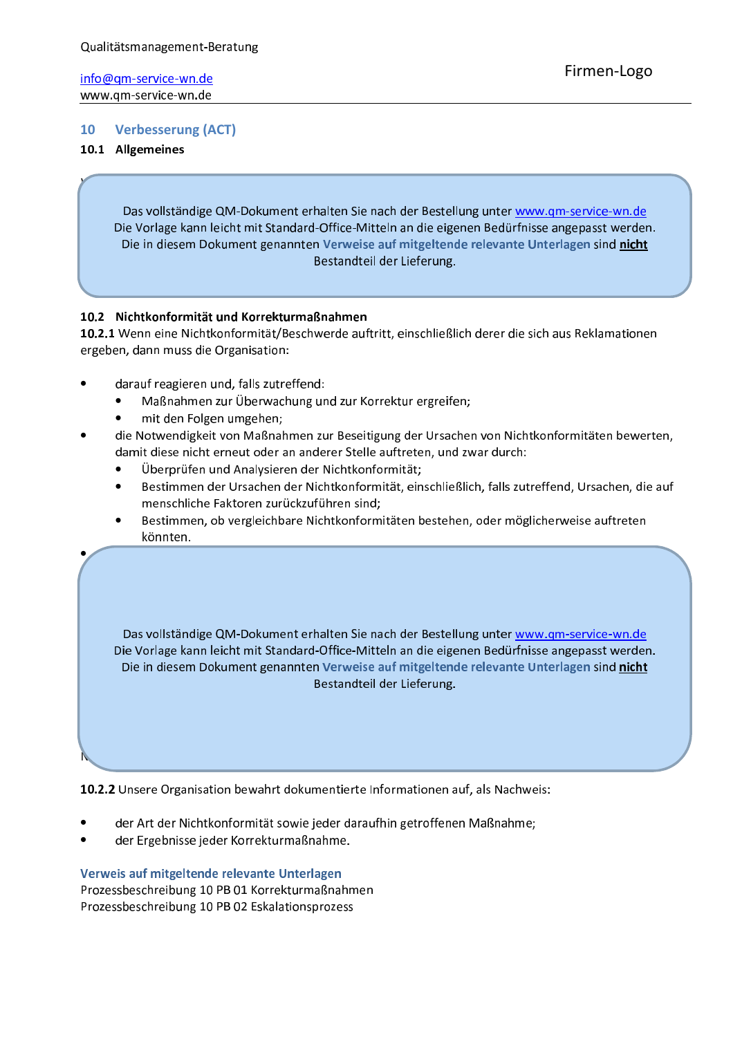## 10 Verbesserung (ACT)

### 10.1 Allgemeines

Das vollständige QM-Dokument erhalten Sie nach der Bestellung unter www.qm-service-wn.de
Die Vorlage kann leicht mit Standard-Office-Mitteln an die eigenen Bedürfnisse angepasst werden.
Die in diesem Dokument genannten **Verweise auf mitgeltende relevante Unterlagen** sind **nicht** Bestandteil der Lieferung.

### 10.2 Nichtkonformität und Korrekturmaßnahmen

**10.2.1** Wenn eine Nichtkonformität/Beschwerde auftritt, einschließlich derer die sich aus Reklamationen ergeben, dann muss die Organisation:

- darauf reagieren und, falls zutreffend:
  - Maßnahmen zur Überwachung und zur Korrektur ergreifen;
  - mit den Folgen umgehen;
- die Notwendigkeit von Maßnahmen zur Beseitigung der Ursachen von Nichtkonformitäten bewerten, damit diese nicht erneut oder an anderer Stelle auftreten, und zwar durch:
  - Überprüfen und Analysieren der Nichtkonformität;
  - Bestimmen der Ursachen der Nichtkonformität, einschließlich, falls zutreffend, Ursachen, die auf menschliche Faktoren zurückzuführen sind;
  - Bestimmen, ob vergleichbare Nichtkonformitäten bestehen, oder möglicherweise auftreten könnten.
- 

Das vollständige QM-Dokument erhalten Sie nach der Bestellung unter www.qm-service-wn.de
Die Vorlage kann leicht mit Standard-Office-Mitteln an die eigenen Bedürfnisse angepasst werden.
Die in diesem Dokument genannten **Verweise auf mitgeltende relevante Unterlagen** sind **nicht** Bestandteil der Lieferung.

**10.2.2** Unsere Organisation bewahrt dokumentierte Informationen auf, als Nachweis:

- der Art der Nichtkonformität sowie jeder daraufhin getroffenen Maßnahme;
- der Ergebnisse jeder Korrekturmaßnahme.

**Verweis auf mitgeltende relevante Unterlagen**
Prozessbeschreibung 10 PB 01 Korrekturmaßnahmen
Prozessbeschreibung 10 PB 02 Eskalationsprozess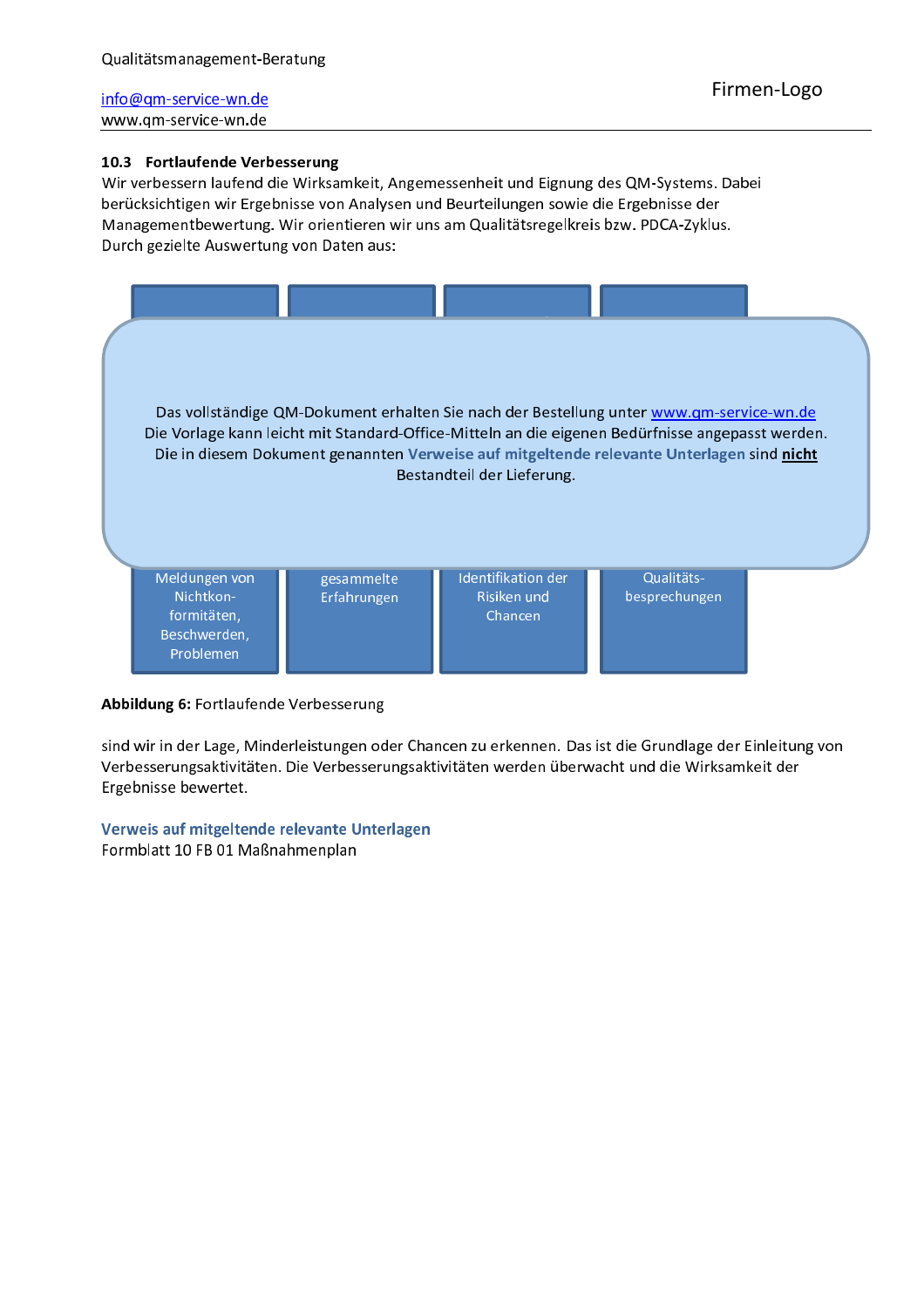### 10.3 Fortlaufende Verbesserung

Wir verbessern laufend die Wirksamkeit, Angemessenheit und Eignung des QM-Systems. Dabei berücksichtigen wir Ergebnisse von Analysen und Beurteilungen sowie die Ergebnisse der Managementbewertung. Wir orientieren wir uns am Qualitätsregelkreis bzw. PDCA-Zyklus.
Durch gezielte Auswertung von Daten aus:

Das vollständige QM-Dokument erhalten Sie nach der Bestellung unter www.qm-service-wn.de
Die Vorlage kann leicht mit Standard-Office-Mitteln an die eigenen Bedürfnisse angepasst werden.
Die in diesem Dokument genannten **Verweise auf mitgeltende relevante Unterlagen** sind **nicht** Bestandteil der Lieferung.

Meldungen von Nichtkon-formitäten, Beschwerden, Problemen

gesammelte Erfahrungen

Identifikation der Risiken und Chancen

Qualitäts-besprechungen

**Abbildung 6:** Fortlaufende Verbesserung

sind wir in der Lage, Minderleistungen oder Chancen zu erkennen. Das ist die Grundlage der Einleitung von Verbesserungsaktivitäten. Die Verbesserungsaktivitäten werden überwacht und die Wirksamkeit der Ergebnisse bewertet.

**Verweis auf mitgeltende relevante Unterlagen**
Formblatt 10 FB 01 Maßnahmenplan